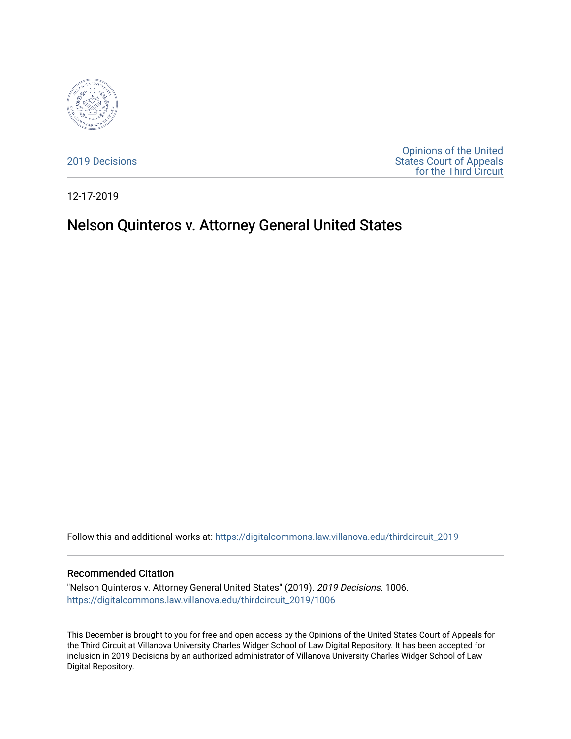2019 Decisions

Opinions of the United States Court of Appeals for the Third Circuit

12-17-2019

# Nelson Quinteros v. Attorney General United States

Follow this and additional works at: https://digitalcommons.law.villanova.edu/thirdcircuit_2019

## Recommended Citation

"Nelson Quinteros v. Attorney General United States" (2019). *2019 Decisions*. 1006.
https://digitalcommons.law.villanova.edu/thirdcircuit_2019/1006

This December is brought to you for free and open access by the Opinions of the United States Court of Appeals for the Third Circuit at Villanova University Charles Widger School of Law Digital Repository. It has been accepted for inclusion in 2019 Decisions by an authorized administrator of Villanova University Charles Widger School of Law Digital Repository.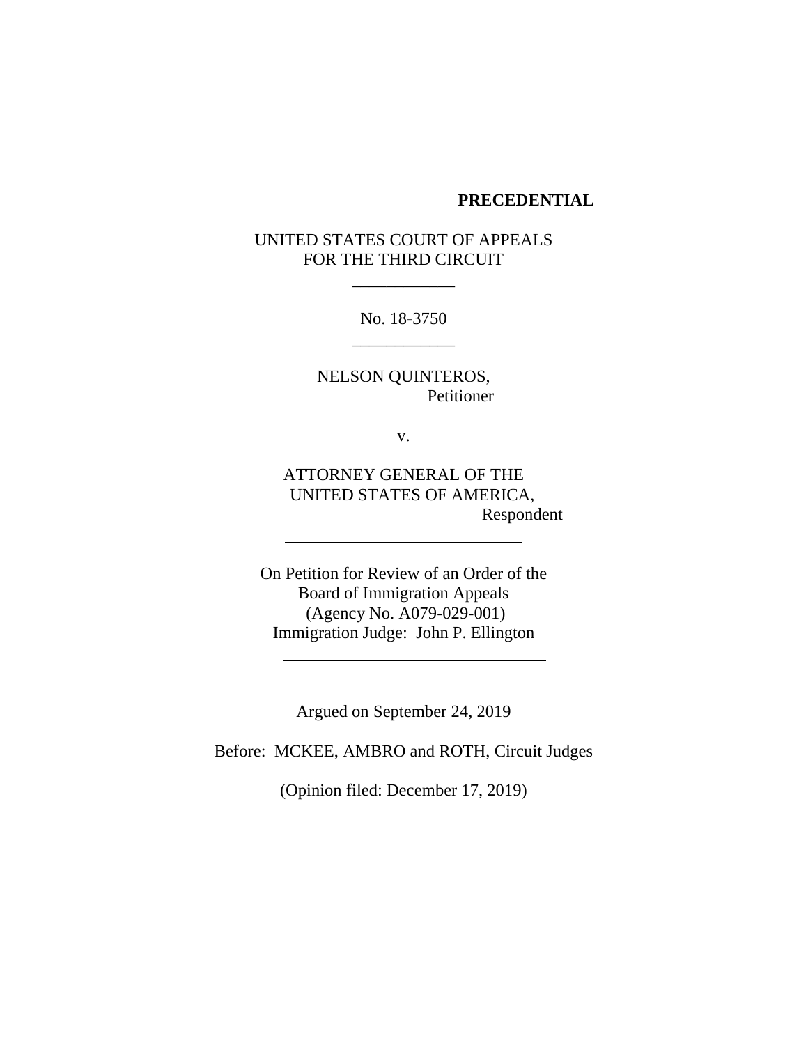**PRECEDENTIAL**

UNITED STATES COURT OF APPEALS
FOR THE THIRD CIRCUIT

---

No. 18-3750

---

NELSON QUINTEROS,
Petitioner

v.

ATTORNEY GENERAL OF THE
UNITED STATES OF AMERICA,
Respondent

---

On Petition for Review of an Order of the
Board of Immigration Appeals
(Agency No. A079-029-001)
Immigration Judge: John P. Ellington

---

Argued on September 24, 2019

Before: MCKEE, AMBRO and ROTH, Circuit Judges

(Opinion filed: December 17, 2019)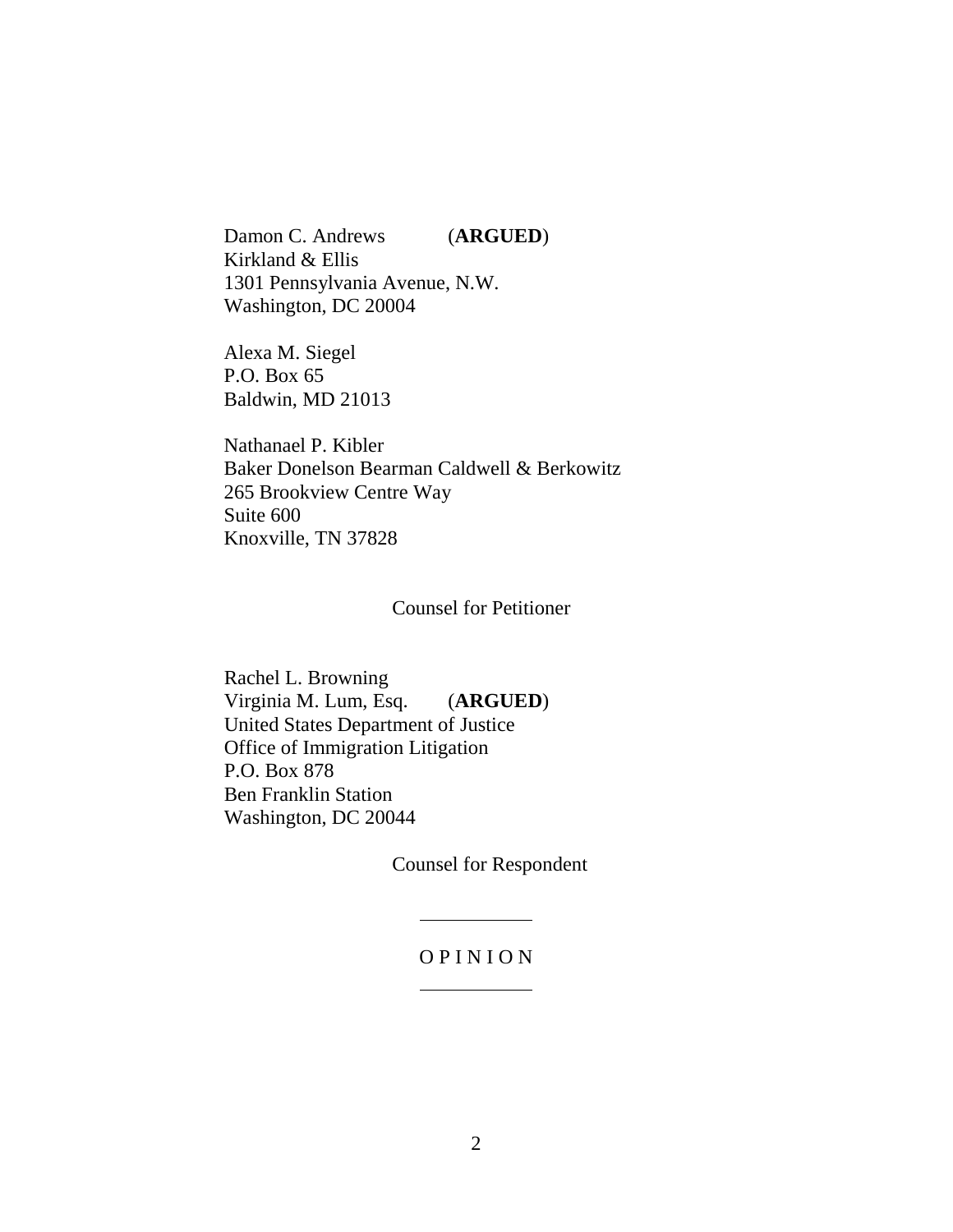Damon C. Andrews (**ARGUED**)
Kirkland & Ellis
1301 Pennsylvania Avenue, N.W.
Washington, DC 20004

Alexa M. Siegel
P.O. Box 65
Baldwin, MD 21013

Nathanael P. Kibler
Baker Donelson Bearman Caldwell & Berkowitz
265 Brookview Centre Way
Suite 600
Knoxville, TN 37828

Counsel for Petitioner

Rachel L. Browning
Virginia M. Lum, Esq. (**ARGUED**)
United States Department of Justice
Office of Immigration Litigation
P.O. Box 878
Ben Franklin Station
Washington, DC 20044

Counsel for Respondent

---

O P I N I O N

---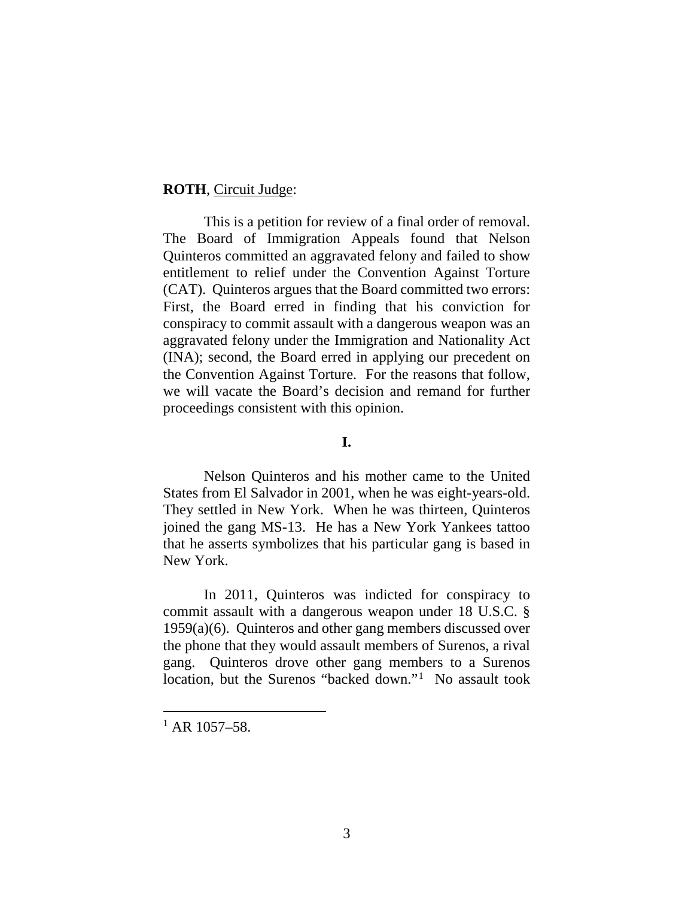**ROTH**, Circuit Judge:

This is a petition for review of a final order of removal. The Board of Immigration Appeals found that Nelson Quinteros committed an aggravated felony and failed to show entitlement to relief under the Convention Against Torture (CAT). Quinteros argues that the Board committed two errors: First, the Board erred in finding that his conviction for conspiracy to commit assault with a dangerous weapon was an aggravated felony under the Immigration and Nationality Act (INA); second, the Board erred in applying our precedent on the Convention Against Torture. For the reasons that follow, we will vacate the Board's decision and remand for further proceedings consistent with this opinion.

## I.

Nelson Quinteros and his mother came to the United States from El Salvador in 2001, when he was eight-years-old. They settled in New York. When he was thirteen, Quinteros joined the gang MS-13. He has a New York Yankees tattoo that he asserts symbolizes that his particular gang is based in New York.

In 2011, Quinteros was indicted for conspiracy to commit assault with a dangerous weapon under 18 U.S.C. § 1959(a)(6). Quinteros and other gang members discussed over the phone that they would assault members of Surenos, a rival gang. Quinteros drove other gang members to a Surenos location, but the Surenos "backed down."[1] No assault took

[1] AR 1057–58.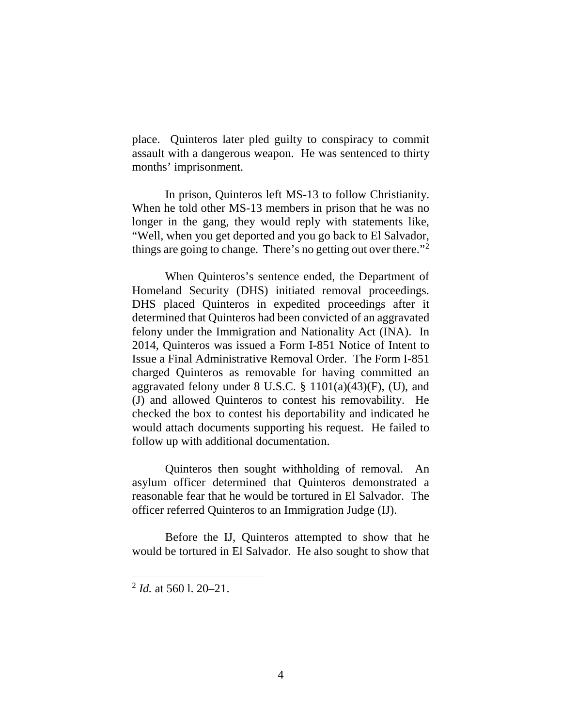place. Quinteros later pled guilty to conspiracy to commit assault with a dangerous weapon. He was sentenced to thirty months' imprisonment.

In prison, Quinteros left MS-13 to follow Christianity. When he told other MS-13 members in prison that he was no longer in the gang, they would reply with statements like, "Well, when you get deported and you go back to El Salvador, things are going to change. There's no getting out over there."[2]

When Quinteros's sentence ended, the Department of Homeland Security (DHS) initiated removal proceedings. DHS placed Quinteros in expedited proceedings after it determined that Quinteros had been convicted of an aggravated felony under the Immigration and Nationality Act (INA). In 2014, Quinteros was issued a Form I-851 Notice of Intent to Issue a Final Administrative Removal Order. The Form I-851 charged Quinteros as removable for having committed an aggravated felony under 8 U.S.C. § 1101(a)(43)(F), (U), and (J) and allowed Quinteros to contest his removability. He checked the box to contest his deportability and indicated he would attach documents supporting his request. He failed to follow up with additional documentation.

Quinteros then sought withholding of removal. An asylum officer determined that Quinteros demonstrated a reasonable fear that he would be tortured in El Salvador. The officer referred Quinteros to an Immigration Judge (IJ).

Before the IJ, Quinteros attempted to show that he would be tortured in El Salvador. He also sought to show that

[2] *Id.* at 560 l. 20–21.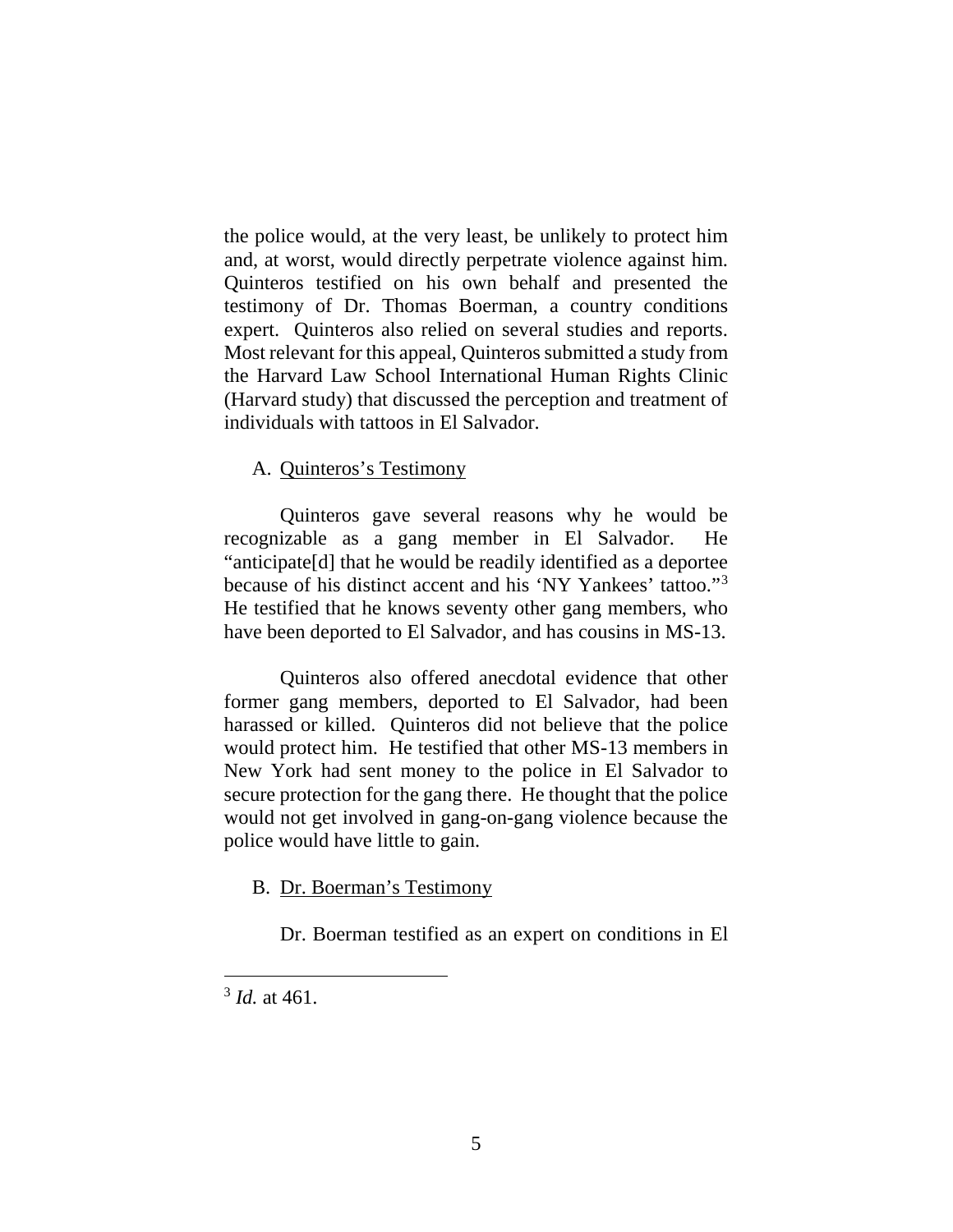the police would, at the very least, be unlikely to protect him and, at worst, would directly perpetrate violence against him. Quinteros testified on his own behalf and presented the testimony of Dr. Thomas Boerman, a country conditions expert. Quinteros also relied on several studies and reports. Most relevant for this appeal, Quinteros submitted a study from the Harvard Law School International Human Rights Clinic (Harvard study) that discussed the perception and treatment of individuals with tattoos in El Salvador.

A. Quinteros's Testimony

Quinteros gave several reasons why he would be recognizable as a gang member in El Salvador. He "anticipate[d] that he would be readily identified as a deportee because of his distinct accent and his 'NY Yankees' tattoo."[3] He testified that he knows seventy other gang members, who have been deported to El Salvador, and has cousins in MS-13.

Quinteros also offered anecdotal evidence that other former gang members, deported to El Salvador, had been harassed or killed. Quinteros did not believe that the police would protect him. He testified that other MS-13 members in New York had sent money to the police in El Salvador to secure protection for the gang there. He thought that the police would not get involved in gang-on-gang violence because the police would have little to gain.

B. Dr. Boerman's Testimony

Dr. Boerman testified as an expert on conditions in El

[3] *Id.* at 461.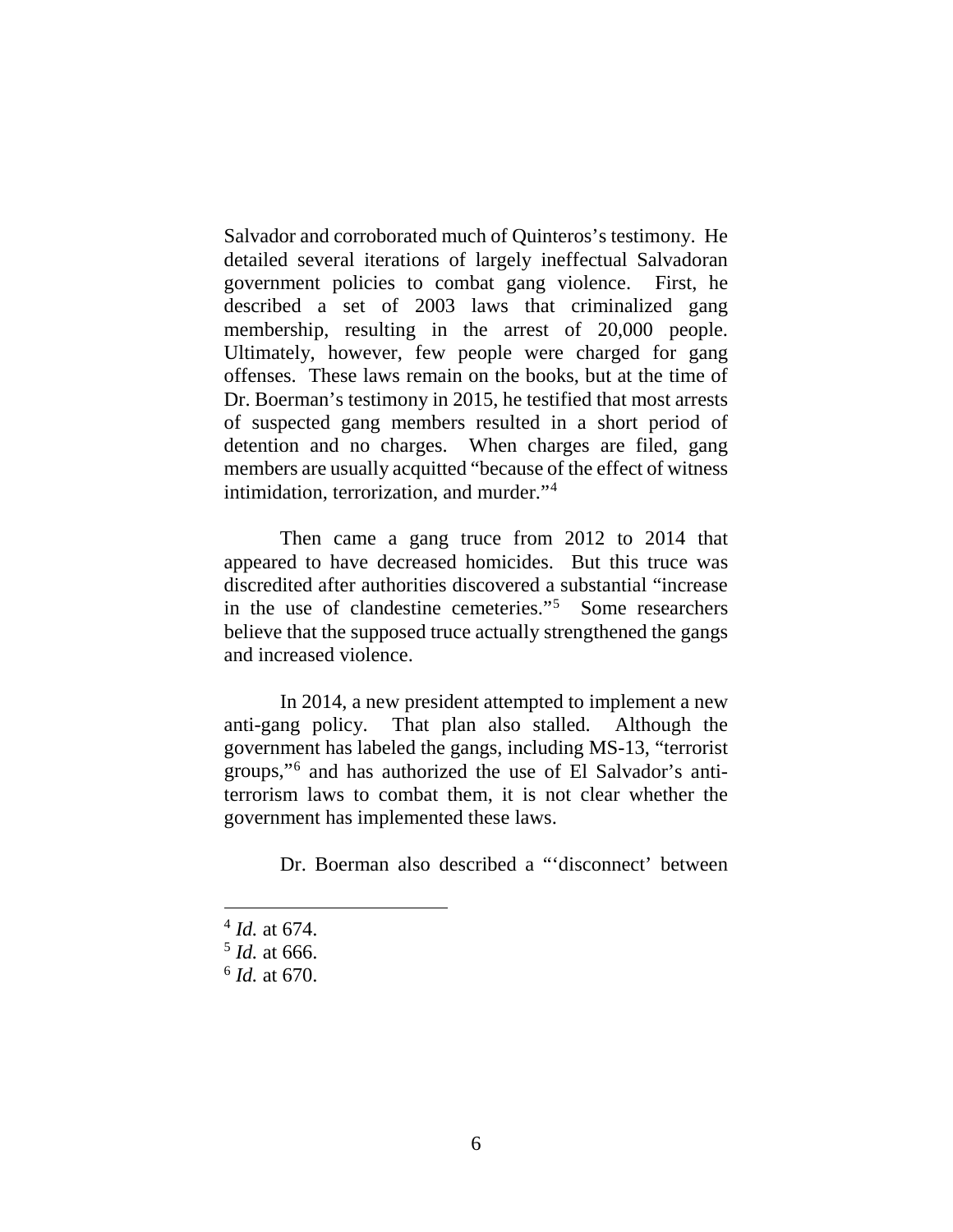Salvador and corroborated much of Quinteros's testimony. He detailed several iterations of largely ineffectual Salvadoran government policies to combat gang violence. First, he described a set of 2003 laws that criminalized gang membership, resulting in the arrest of 20,000 people. Ultimately, however, few people were charged for gang offenses. These laws remain on the books, but at the time of Dr. Boerman's testimony in 2015, he testified that most arrests of suspected gang members resulted in a short period of detention and no charges. When charges are filed, gang members are usually acquitted "because of the effect of witness intimidation, terrorization, and murder."[4]

Then came a gang truce from 2012 to 2014 that appeared to have decreased homicides. But this truce was discredited after authorities discovered a substantial "increase in the use of clandestine cemeteries."[5] Some researchers believe that the supposed truce actually strengthened the gangs and increased violence.

In 2014, a new president attempted to implement a new anti-gang policy. That plan also stalled. Although the government has labeled the gangs, including MS-13, "terrorist groups,"[6] and has authorized the use of El Salvador's anti-terrorism laws to combat them, it is not clear whether the government has implemented these laws.

Dr. Boerman also described a "'disconnect' between

---

[4] *Id.* at 674.

[5] *Id.* at 666.

[6] *Id.* at 670.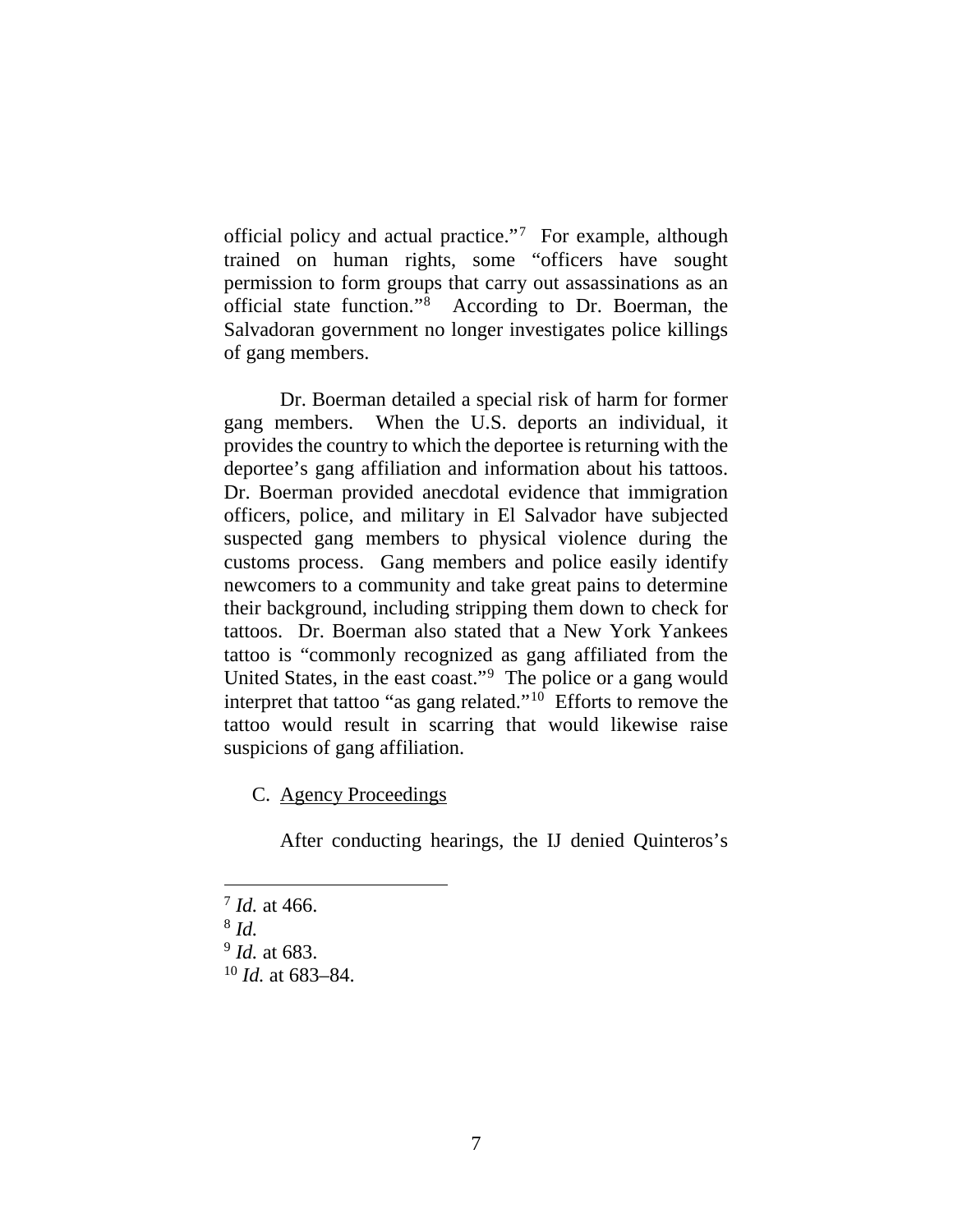official policy and actual practice."[7] For example, although trained on human rights, some "officers have sought permission to form groups that carry out assassinations as an official state function."[8] According to Dr. Boerman, the Salvadoran government no longer investigates police killings of gang members.

Dr. Boerman detailed a special risk of harm for former gang members. When the U.S. deports an individual, it provides the country to which the deportee is returning with the deportee's gang affiliation and information about his tattoos. Dr. Boerman provided anecdotal evidence that immigration officers, police, and military in El Salvador have subjected suspected gang members to physical violence during the customs process. Gang members and police easily identify newcomers to a community and take great pains to determine their background, including stripping them down to check for tattoos. Dr. Boerman also stated that a New York Yankees tattoo is "commonly recognized as gang affiliated from the United States, in the east coast."[9] The police or a gang would interpret that tattoo "as gang related."[10] Efforts to remove the tattoo would result in scarring that would likewise raise suspicions of gang affiliation.

C. Agency Proceedings

After conducting hearings, the IJ denied Quinteros's

---

[7] *Id.* at 466.

[8] *Id.*

[9] *Id.* at 683.

[10] *Id.* at 683–84.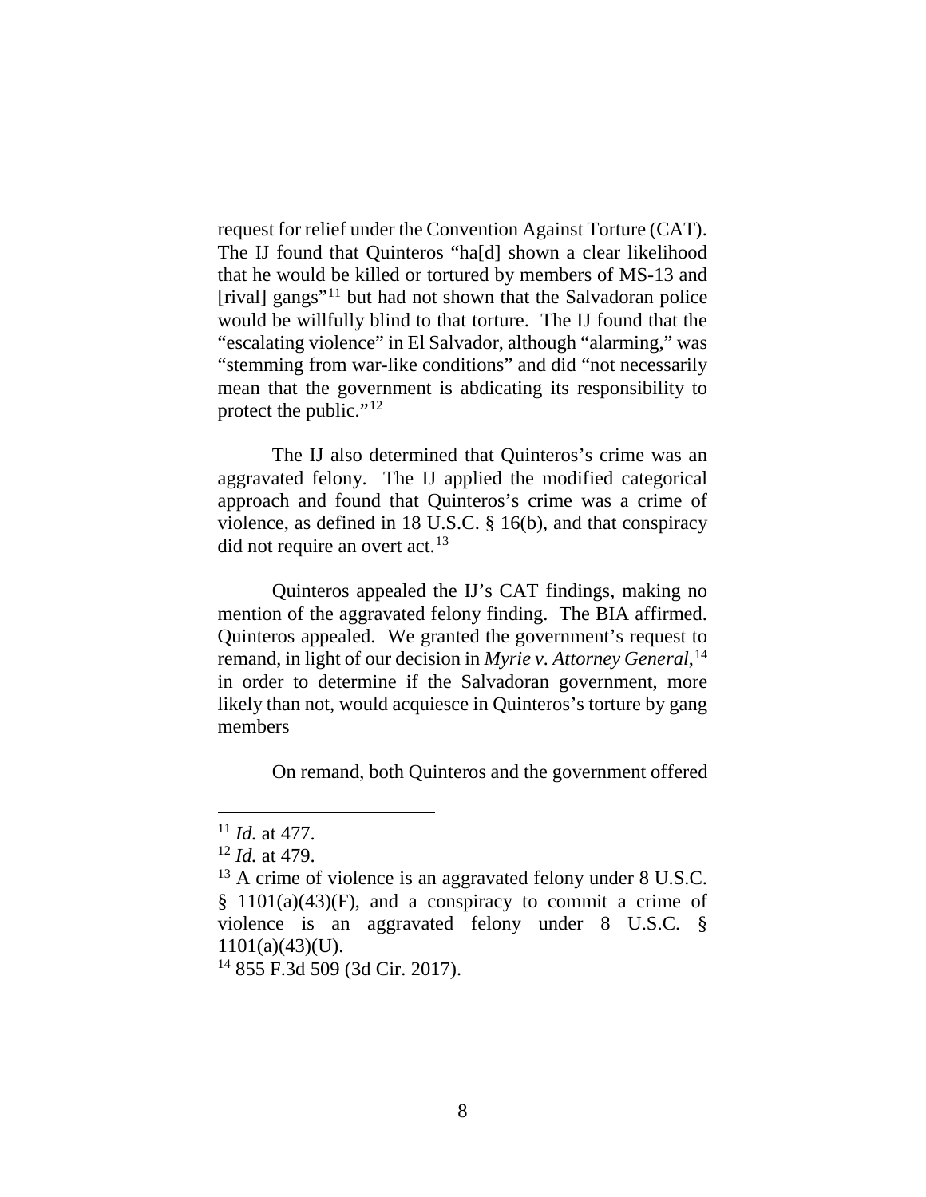request for relief under the Convention Against Torture (CAT). The IJ found that Quinteros "ha[d] shown a clear likelihood that he would be killed or tortured by members of MS-13 and [rival] gangs"[11] but had not shown that the Salvadoran police would be willfully blind to that torture. The IJ found that the "escalating violence" in El Salvador, although "alarming," was "stemming from war-like conditions" and did "not necessarily mean that the government is abdicating its responsibility to protect the public."[12]

The IJ also determined that Quinteros's crime was an aggravated felony. The IJ applied the modified categorical approach and found that Quinteros's crime was a crime of violence, as defined in 18 U.S.C. § 16(b), and that conspiracy did not require an overt act.[13]

Quinteros appealed the IJ's CAT findings, making no mention of the aggravated felony finding. The BIA affirmed. Quinteros appealed. We granted the government's request to remand, in light of our decision in *Myrie v. Attorney General*,[14] in order to determine if the Salvadoran government, more likely than not, would acquiesce in Quinteros's torture by gang members

On remand, both Quinteros and the government offered

---

[11] *Id.* at 477.

[12] *Id.* at 479.

[13] A crime of violence is an aggravated felony under 8 U.S.C. § 1101(a)(43)(F), and a conspiracy to commit a crime of violence is an aggravated felony under 8 U.S.C. § 1101(a)(43)(U).

[14] 855 F.3d 509 (3d Cir. 2017).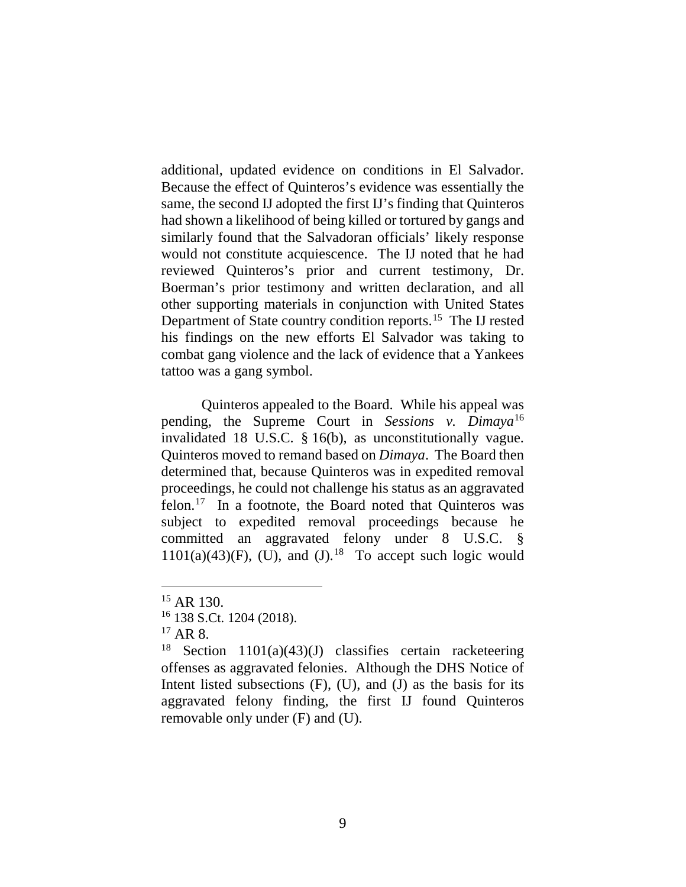additional, updated evidence on conditions in El Salvador. Because the effect of Quinteros's evidence was essentially the same, the second IJ adopted the first IJ's finding that Quinteros had shown a likelihood of being killed or tortured by gangs and similarly found that the Salvadoran officials' likely response would not constitute acquiescence. The IJ noted that he had reviewed Quinteros's prior and current testimony, Dr. Boerman's prior testimony and written declaration, and all other supporting materials in conjunction with United States Department of State country condition reports.[15] The IJ rested his findings on the new efforts El Salvador was taking to combat gang violence and the lack of evidence that a Yankees tattoo was a gang symbol.

Quinteros appealed to the Board. While his appeal was pending, the Supreme Court in *Sessions v. Dimaya*[16] invalidated 18 U.S.C. § 16(b), as unconstitutionally vague. Quinteros moved to remand based on *Dimaya*. The Board then determined that, because Quinteros was in expedited removal proceedings, he could not challenge his status as an aggravated felon.[17] In a footnote, the Board noted that Quinteros was subject to expedited removal proceedings because he committed an aggravated felony under 8 U.S.C. § 1101(a)(43)(F), (U), and (J).[18] To accept such logic would

---

[15] AR 130.

[16] 138 S.Ct. 1204 (2018).

[17] AR 8.

[18] Section 1101(a)(43)(J) classifies certain racketeering offenses as aggravated felonies. Although the DHS Notice of Intent listed subsections (F), (U), and (J) as the basis for its aggravated felony finding, the first IJ found Quinteros removable only under (F) and (U).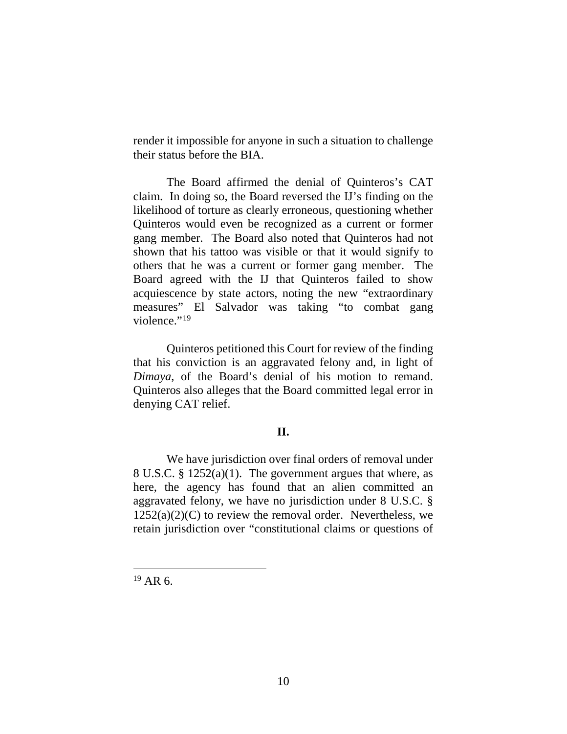render it impossible for anyone in such a situation to challenge their status before the BIA.

The Board affirmed the denial of Quinteros's CAT claim. In doing so, the Board reversed the IJ's finding on the likelihood of torture as clearly erroneous, questioning whether Quinteros would even be recognized as a current or former gang member. The Board also noted that Quinteros had not shown that his tattoo was visible or that it would signify to others that he was a current or former gang member. The Board agreed with the IJ that Quinteros failed to show acquiescence by state actors, noting the new "extraordinary measures" El Salvador was taking "to combat gang violence."[19]

Quinteros petitioned this Court for review of the finding that his conviction is an aggravated felony and, in light of *Dimaya*, of the Board's denial of his motion to remand. Quinteros also alleges that the Board committed legal error in denying CAT relief.

## II.

We have jurisdiction over final orders of removal under 8 U.S.C. § 1252(a)(1). The government argues that where, as here, the agency has found that an alien committed an aggravated felony, we have no jurisdiction under 8 U.S.C. § 1252(a)(2)(C) to review the removal order. Nevertheless, we retain jurisdiction over "constitutional claims or questions of

---

[19] AR 6.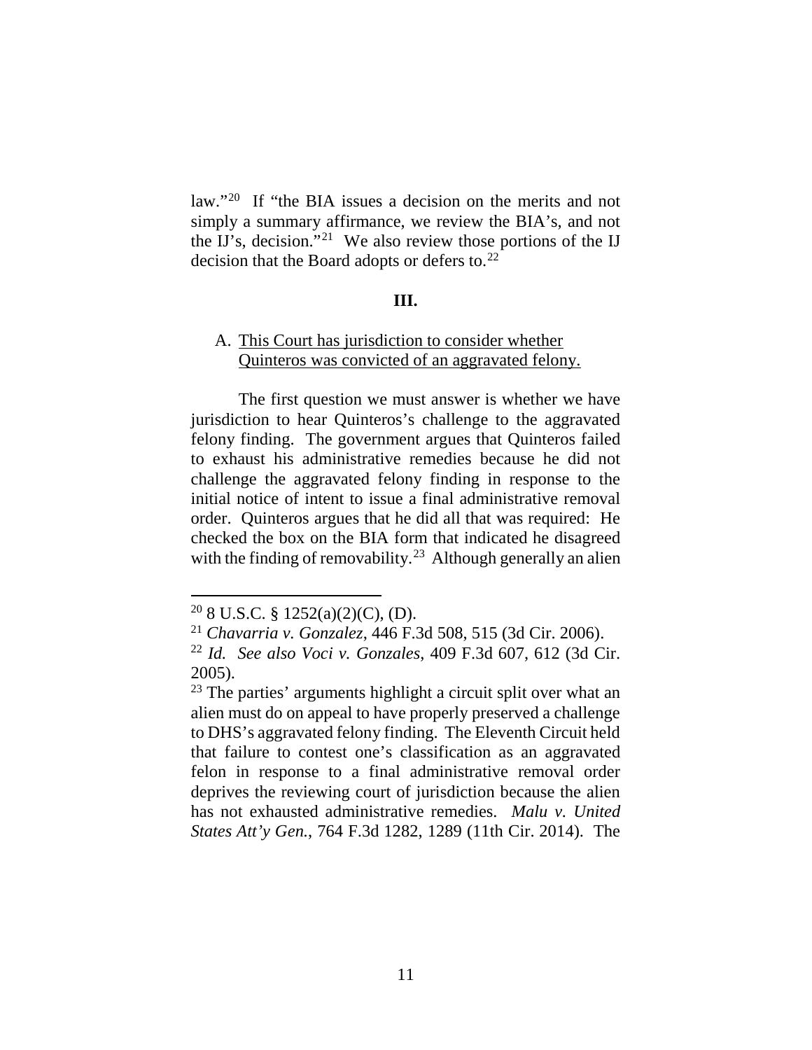law."[20] If "the BIA issues a decision on the merits and not simply a summary affirmance, we review the BIA's, and not the IJ's, decision."[21] We also review those portions of the IJ decision that the Board adopts or defers to.[22]

## III.

### A. This Court has jurisdiction to consider whether Quinteros was convicted of an aggravated felony.

The first question we must answer is whether we have jurisdiction to hear Quinteros's challenge to the aggravated felony finding. The government argues that Quinteros failed to exhaust his administrative remedies because he did not challenge the aggravated felony finding in response to the initial notice of intent to issue a final administrative removal order. Quinteros argues that he did all that was required: He checked the box on the BIA form that indicated he disagreed with the finding of removability.[23] Although generally an alien

---

[20] 8 U.S.C. § 1252(a)(2)(C), (D).

[21] *Chavarria v. Gonzalez*, 446 F.3d 508, 515 (3d Cir. 2006).

[22] *Id. See also Voci v. Gonzales*, 409 F.3d 607, 612 (3d Cir. 2005).

[23] The parties' arguments highlight a circuit split over what an alien must do on appeal to have properly preserved a challenge to DHS's aggravated felony finding. The Eleventh Circuit held that failure to contest one's classification as an aggravated felon in response to a final administrative removal order deprives the reviewing court of jurisdiction because the alien has not exhausted administrative remedies. *Malu v. United States Att'y Gen.*, 764 F.3d 1282, 1289 (11th Cir. 2014). The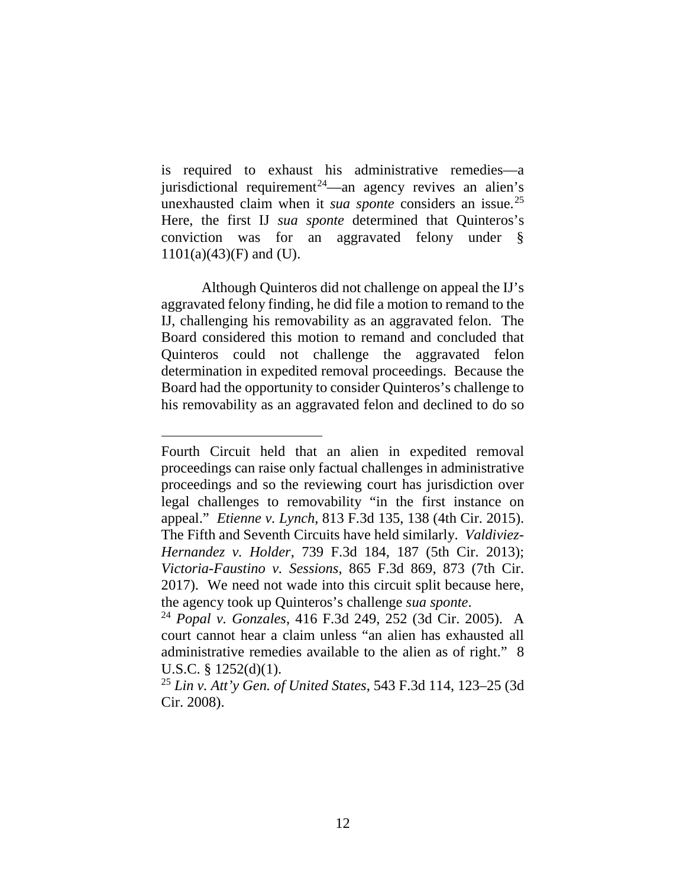is required to exhaust his administrative remedies—a jurisdictional requirement[24]—an agency revives an alien's unexhausted claim when it *sua sponte* considers an issue.[25] Here, the first IJ *sua sponte* determined that Quinteros's conviction was for an aggravated felony under § 1101(a)(43)(F) and (U).

Although Quinteros did not challenge on appeal the IJ's aggravated felony finding, he did file a motion to remand to the IJ, challenging his removability as an aggravated felon. The Board considered this motion to remand and concluded that Quinteros could not challenge the aggravated felon determination in expedited removal proceedings. Because the Board had the opportunity to consider Quinteros's challenge to his removability as an aggravated felon and declined to do so

---

Fourth Circuit held that an alien in expedited removal proceedings can raise only factual challenges in administrative proceedings and so the reviewing court has jurisdiction over legal challenges to removability "in the first instance on appeal." *Etienne v. Lynch*, 813 F.3d 135, 138 (4th Cir. 2015). The Fifth and Seventh Circuits have held similarly. *Valdiviez-Hernandez v. Holder*, 739 F.3d 184, 187 (5th Cir. 2013); *Victoria-Faustino v. Sessions*, 865 F.3d 869, 873 (7th Cir. 2017). We need not wade into this circuit split because here, the agency took up Quinteros's challenge *sua sponte*.

[24] *Popal v. Gonzales*, 416 F.3d 249, 252 (3d Cir. 2005). A court cannot hear a claim unless "an alien has exhausted all administrative remedies available to the alien as of right." 8 U.S.C. § 1252(d)(1).

[25] *Lin v. Att'y Gen. of United States*, 543 F.3d 114, 123–25 (3d Cir. 2008).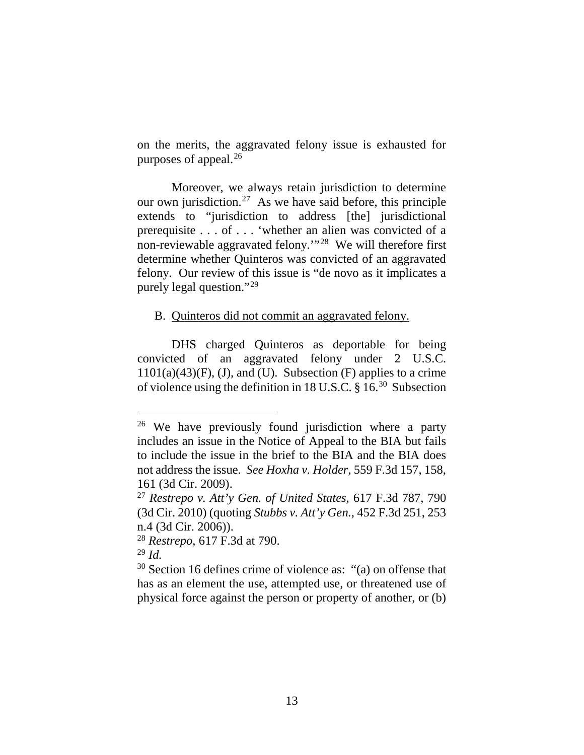on the merits, the aggravated felony issue is exhausted for purposes of appeal.[26]

Moreover, we always retain jurisdiction to determine our own jurisdiction.[27] As we have said before, this principle extends to "jurisdiction to address [the] jurisdictional prerequisite . . . of . . . 'whether an alien was convicted of a non-reviewable aggravated felony.'"[28] We will therefore first determine whether Quinteros was convicted of an aggravated felony. Our review of this issue is "de novo as it implicates a purely legal question."[29]

B. Quinteros did not commit an aggravated felony.

DHS charged Quinteros as deportable for being convicted of an aggravated felony under 2 U.S.C. 1101(a)(43)(F), (J), and (U). Subsection (F) applies to a crime of violence using the definition in 18 U.S.C. § 16.[30] Subsection

---

[26] We have previously found jurisdiction where a party includes an issue in the Notice of Appeal to the BIA but fails to include the issue in the brief to the BIA and the BIA does not address the issue. *See Hoxha v. Holder*, 559 F.3d 157, 158, 161 (3d Cir. 2009).

[27] *Restrepo v. Att'y Gen. of United States*, 617 F.3d 787, 790 (3d Cir. 2010) (quoting *Stubbs v. Att'y Gen.*, 452 F.3d 251, 253 n.4 (3d Cir. 2006)).

[28] *Restrepo*, 617 F.3d at 790.

[29] *Id.*

[30] Section 16 defines crime of violence as: "(a) on offense that has as an element the use, attempted use, or threatened use of physical force against the person or property of another, or (b)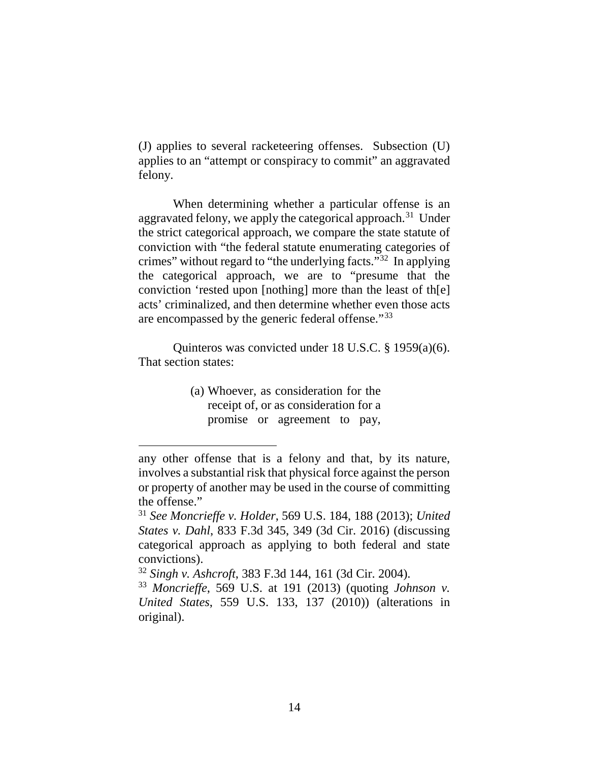(J) applies to several racketeering offenses. Subsection (U) applies to an "attempt or conspiracy to commit" an aggravated felony.

When determining whether a particular offense is an aggravated felony, we apply the categorical approach.[31] Under the strict categorical approach, we compare the state statute of conviction with "the federal statute enumerating categories of crimes" without regard to "the underlying facts."[32] In applying the categorical approach, we are to "presume that the conviction 'rested upon [nothing] more than the least of th[e] acts' criminalized, and then determine whether even those acts are encompassed by the generic federal offense."[33]

Quinteros was convicted under 18 U.S.C. § 1959(a)(6). That section states:

> (a) Whoever, as consideration for the receipt of, or as consideration for a promise or agreement to pay,

---

any other offense that is a felony and that, by its nature, involves a substantial risk that physical force against the person or property of another may be used in the course of committing the offense."

[31] *See Moncrieffe v. Holder*, 569 U.S. 184, 188 (2013); *United States v. Dahl*, 833 F.3d 345, 349 (3d Cir. 2016) (discussing categorical approach as applying to both federal and state convictions).

[32] *Singh v. Ashcroft*, 383 F.3d 144, 161 (3d Cir. 2004).

[33] *Moncrieffe*, 569 U.S. at 191 (2013) (quoting *Johnson v. United States*, 559 U.S. 133, 137 (2010)) (alterations in original).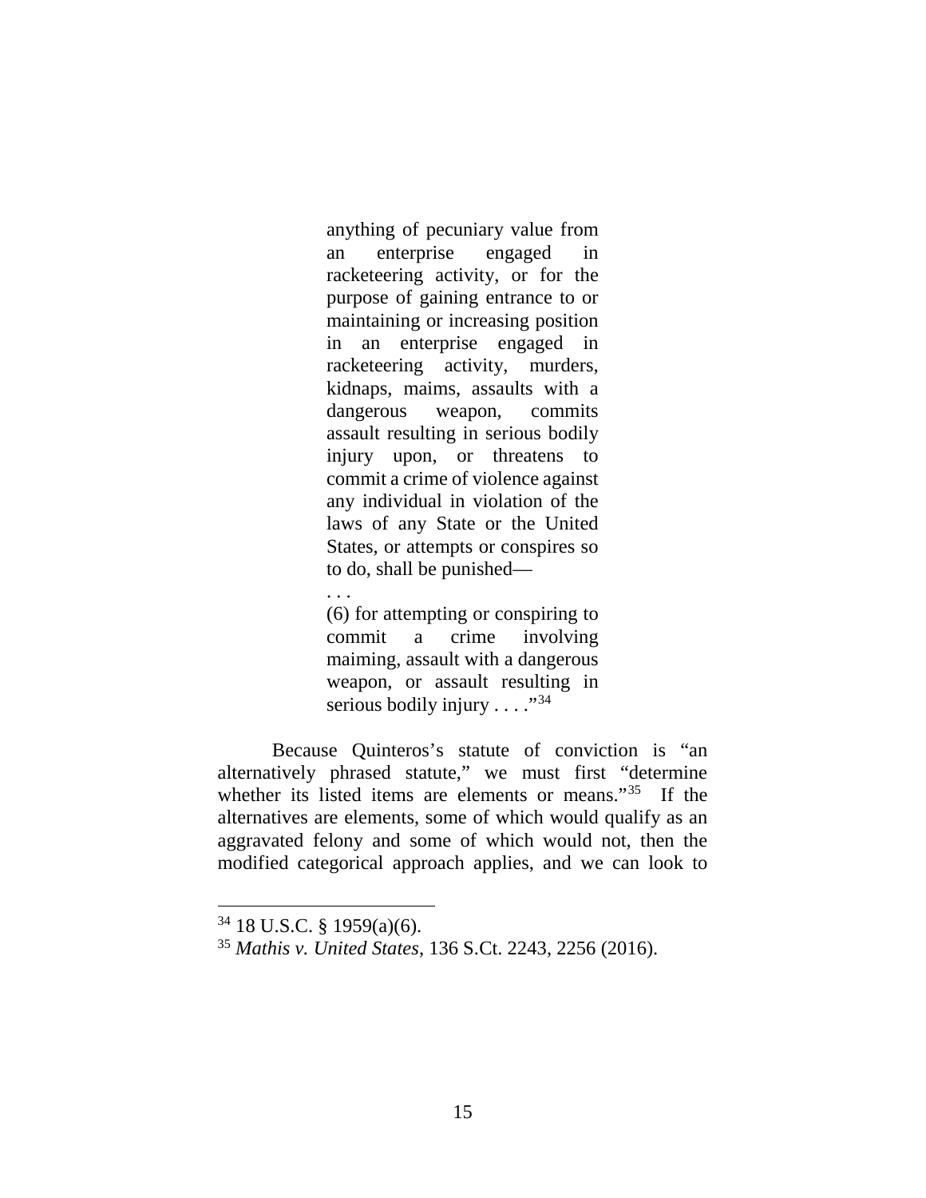> anything of pecuniary value from an enterprise engaged in racketeering activity, or for the purpose of gaining entrance to or maintaining or increasing position in an enterprise engaged in racketeering activity, murders, kidnaps, maims, assaults with a dangerous weapon, commits assault resulting in serious bodily injury upon, or threatens to commit a crime of violence against any individual in violation of the laws of any State or the United States, or attempts or conspires so to do, shall be punished—
>
> . . .
>
> (6) for attempting or conspiring to commit a crime involving maiming, assault with a dangerous weapon, or assault resulting in serious bodily injury . . . ."[34]

Because Quinteros's statute of conviction is "an alternatively phrased statute," we must first "determine whether its listed items are elements or means."[35] If the alternatives are elements, some of which would qualify as an aggravated felony and some of which would not, then the modified categorical approach applies, and we can look to

---

[34] 18 U.S.C. § 1959(a)(6).

[35] *Mathis v. United States*, 136 S.Ct. 2243, 2256 (2016).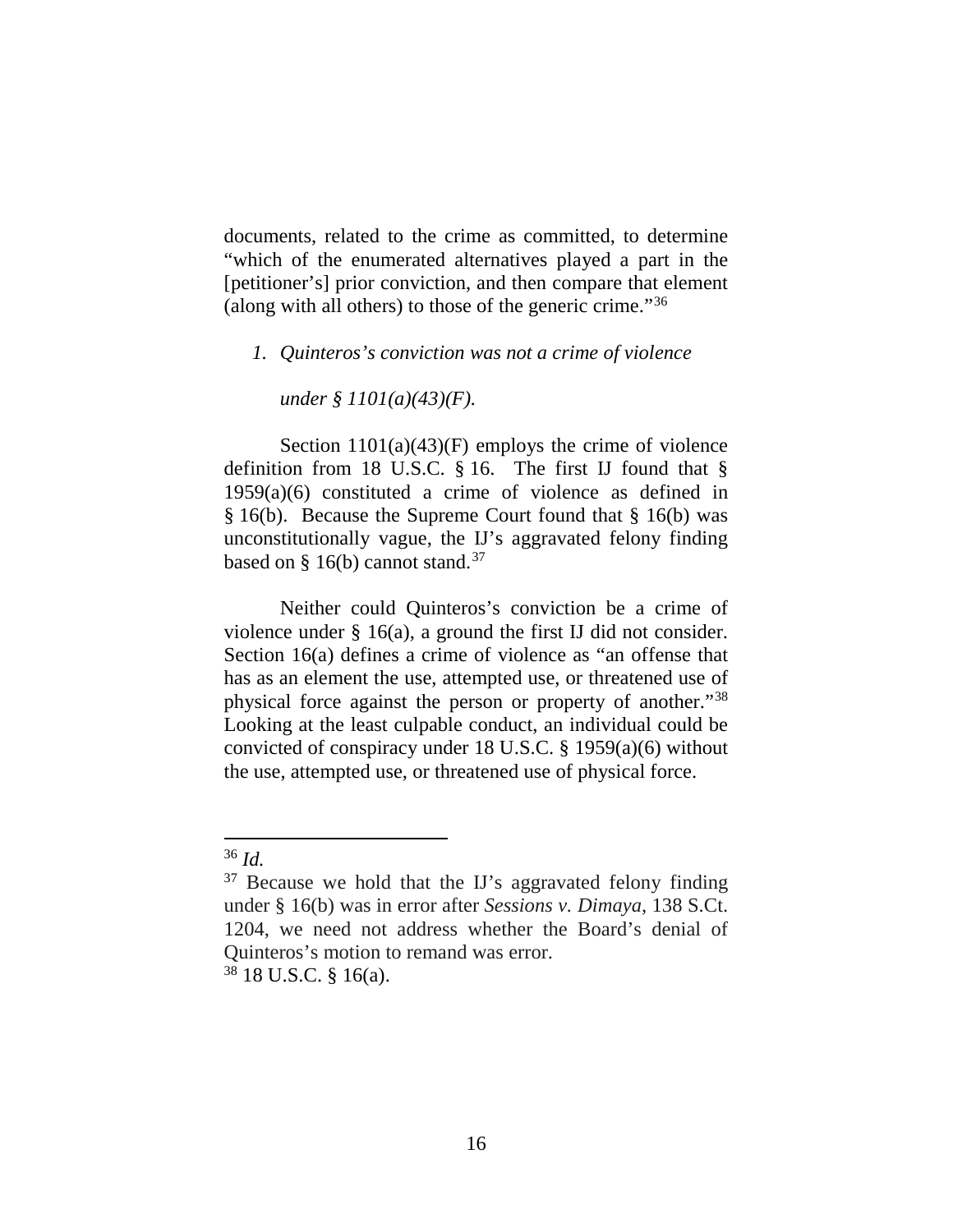documents, related to the crime as committed, to determine "which of the enumerated alternatives played a part in the [petitioner's] prior conviction, and then compare that element (along with all others) to those of the generic crime."[36]

*1. Quinteros's conviction was not a crime of violence under § 1101(a)(43)(F).*

Section 1101(a)(43)(F) employs the crime of violence definition from 18 U.S.C. § 16. The first IJ found that § 1959(a)(6) constituted a crime of violence as defined in § 16(b). Because the Supreme Court found that § 16(b) was unconstitutionally vague, the IJ's aggravated felony finding based on § 16(b) cannot stand.[37]

Neither could Quinteros's conviction be a crime of violence under § 16(a), a ground the first IJ did not consider. Section 16(a) defines a crime of violence as "an offense that has as an element the use, attempted use, or threatened use of physical force against the person or property of another."[38] Looking at the least culpable conduct, an individual could be convicted of conspiracy under 18 U.S.C. § 1959(a)(6) without the use, attempted use, or threatened use of physical force.

---

[36] *Id.*

[37] Because we hold that the IJ's aggravated felony finding under § 16(b) was in error after *Sessions v. Dimaya*, 138 S.Ct. 1204, we need not address whether the Board's denial of Quinteros's motion to remand was error.

[38] 18 U.S.C. § 16(a).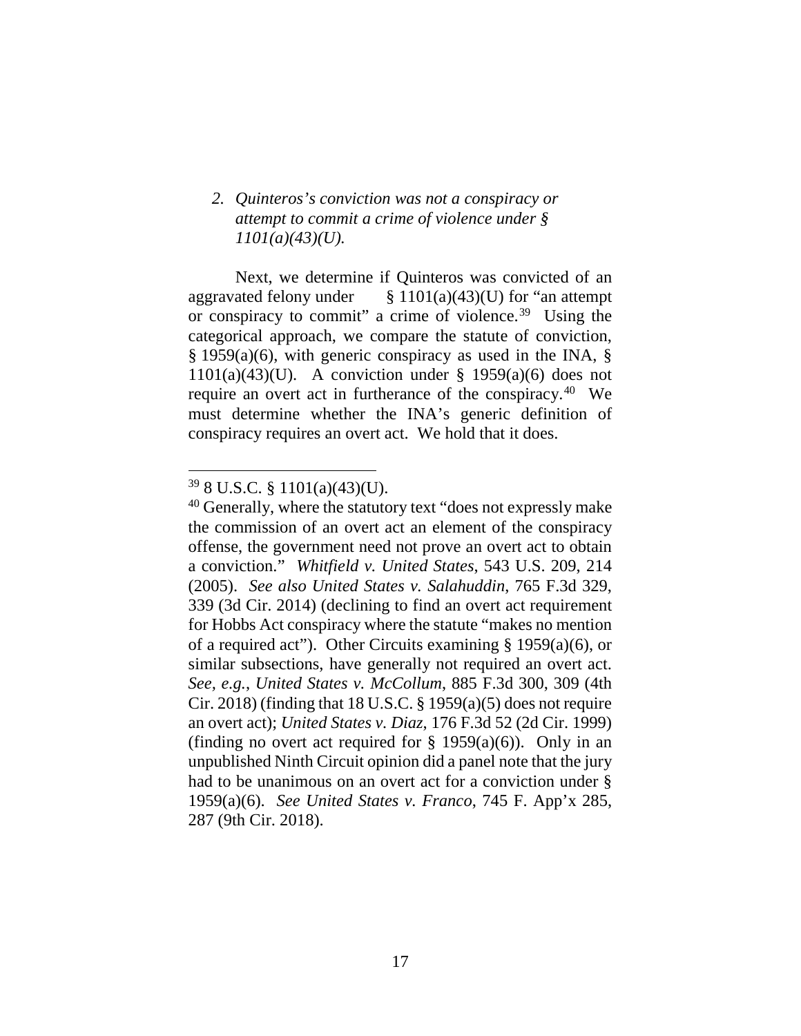*2. Quinteros's conviction was not a conspiracy or attempt to commit a crime of violence under § 1101(a)(43)(U).*

Next, we determine if Quinteros was convicted of an aggravated felony under § 1101(a)(43)(U) for "an attempt or conspiracy to commit" a crime of violence.[39] Using the categorical approach, we compare the statute of conviction, § 1959(a)(6), with generic conspiracy as used in the INA, § 1101(a)(43)(U). A conviction under § 1959(a)(6) does not require an overt act in furtherance of the conspiracy.[40] We must determine whether the INA's generic definition of conspiracy requires an overt act. We hold that it does.

---

[39] 8 U.S.C. § 1101(a)(43)(U).

[40] Generally, where the statutory text "does not expressly make the commission of an overt act an element of the conspiracy offense, the government need not prove an overt act to obtain a conviction." *Whitfield v. United States*, 543 U.S. 209, 214 (2005). *See also United States v. Salahuddin*, 765 F.3d 329, 339 (3d Cir. 2014) (declining to find an overt act requirement for Hobbs Act conspiracy where the statute "makes no mention of a required act"). Other Circuits examining § 1959(a)(6), or similar subsections, have generally not required an overt act. *See, e.g.*, *United States v. McCollum*, 885 F.3d 300, 309 (4th Cir. 2018) (finding that 18 U.S.C. § 1959(a)(5) does not require an overt act); *United States v. Diaz*, 176 F.3d 52 (2d Cir. 1999) (finding no overt act required for § 1959(a)(6)). Only in an unpublished Ninth Circuit opinion did a panel note that the jury had to be unanimous on an overt act for a conviction under § 1959(a)(6). *See United States v. Franco*, 745 F. App'x 285, 287 (9th Cir. 2018).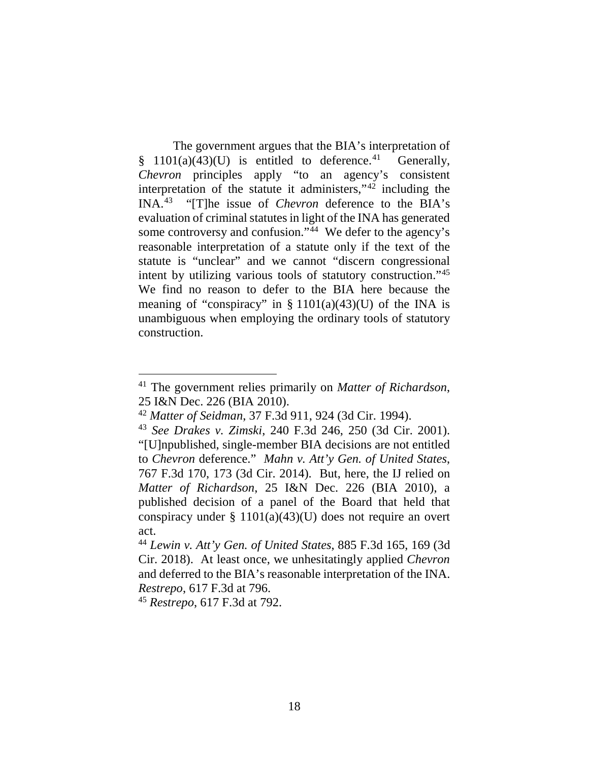The government argues that the BIA's interpretation of § 1101(a)(43)(U) is entitled to deference.[41] Generally, *Chevron* principles apply "to an agency's consistent interpretation of the statute it administers,"[42] including the INA.[43] "[T]he issue of *Chevron* deference to the BIA's evaluation of criminal statutes in light of the INA has generated some controversy and confusion."[44] We defer to the agency's reasonable interpretation of a statute only if the text of the statute is "unclear" and we cannot "discern congressional intent by utilizing various tools of statutory construction."[45] We find no reason to defer to the BIA here because the meaning of "conspiracy" in § 1101(a)(43)(U) of the INA is unambiguous when employing the ordinary tools of statutory construction.

---

[41] The government relies primarily on *Matter of Richardson*, 25 I&N Dec. 226 (BIA 2010).

[42] *Matter of Seidman*, 37 F.3d 911, 924 (3d Cir. 1994).

[43] *See Drakes v. Zimski*, 240 F.3d 246, 250 (3d Cir. 2001). "[U]npublished, single-member BIA decisions are not entitled to *Chevron* deference." *Mahn v. Att'y Gen. of United States*, 767 F.3d 170, 173 (3d Cir. 2014). But, here, the IJ relied on *Matter of Richardson*, 25 I&N Dec. 226 (BIA 2010), a published decision of a panel of the Board that held that conspiracy under § 1101(a)(43)(U) does not require an overt act.

[44] *Lewin v. Att'y Gen. of United States*, 885 F.3d 165, 169 (3d Cir. 2018). At least once, we unhesitatingly applied *Chevron* and deferred to the BIA's reasonable interpretation of the INA. *Restrepo*, 617 F.3d at 796.

[45] *Restrepo*, 617 F.3d at 792.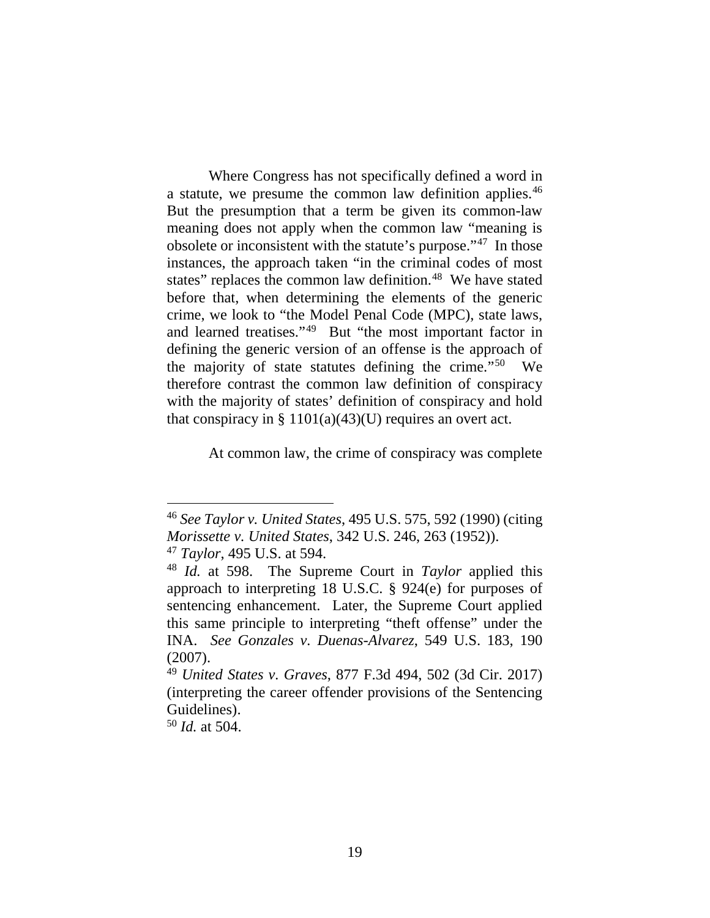Where Congress has not specifically defined a word in a statute, we presume the common law definition applies.[46] But the presumption that a term be given its common-law meaning does not apply when the common law "meaning is obsolete or inconsistent with the statute's purpose."[47] In those instances, the approach taken "in the criminal codes of most states" replaces the common law definition.[48] We have stated before that, when determining the elements of the generic crime, we look to "the Model Penal Code (MPC), state laws, and learned treatises."[49] But "the most important factor in defining the generic version of an offense is the approach of the majority of state statutes defining the crime."[50] We therefore contrast the common law definition of conspiracy with the majority of states' definition of conspiracy and hold that conspiracy in § 1101(a)(43)(U) requires an overt act.

At common law, the crime of conspiracy was complete

---

[46] *See Taylor v. United States*, 495 U.S. 575, 592 (1990) (citing *Morissette v. United States*, 342 U.S. 246, 263 (1952)).

[47] *Taylor*, 495 U.S. at 594.

[48] *Id.* at 598. The Supreme Court in *Taylor* applied this approach to interpreting 18 U.S.C. § 924(e) for purposes of sentencing enhancement. Later, the Supreme Court applied this same principle to interpreting "theft offense" under the INA. *See Gonzales v. Duenas-Alvarez*, 549 U.S. 183, 190 (2007).

[49] *United States v. Graves*, 877 F.3d 494, 502 (3d Cir. 2017) (interpreting the career offender provisions of the Sentencing Guidelines).

[50] *Id.* at 504.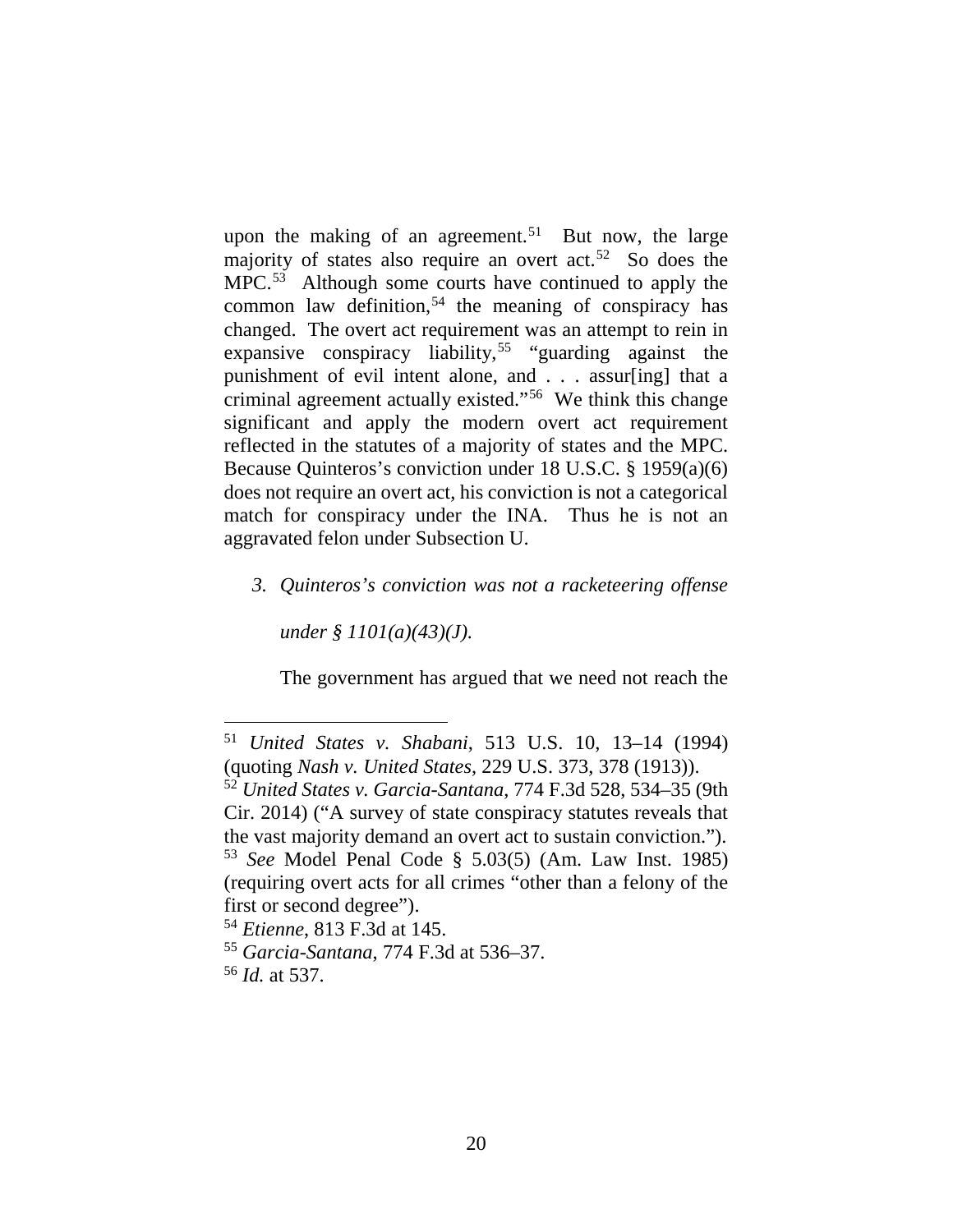upon the making of an agreement.[51] But now, the large majority of states also require an overt act.[52] So does the MPC.[53] Although some courts have continued to apply the common law definition,[54] the meaning of conspiracy has changed. The overt act requirement was an attempt to rein in expansive conspiracy liability,[55] "guarding against the punishment of evil intent alone, and . . . assur[ing] that a criminal agreement actually existed."[56] We think this change significant and apply the modern overt act requirement reflected in the statutes of a majority of states and the MPC. Because Quinteros's conviction under 18 U.S.C. § 1959(a)(6) does not require an overt act, his conviction is not a categorical match for conspiracy under the INA. Thus he is not an aggravated felon under Subsection U.

*3. Quinteros's conviction was not a racketeering offense under § 1101(a)(43)(J).*

The government has argued that we need not reach the

---

[51] *United States v. Shabani*, 513 U.S. 10, 13–14 (1994) (quoting *Nash v. United States*, 229 U.S. 373, 378 (1913)).

[52] *United States v. Garcia-Santana*, 774 F.3d 528, 534–35 (9th Cir. 2014) ("A survey of state conspiracy statutes reveals that the vast majority demand an overt act to sustain conviction.").

[53] *See* Model Penal Code § 5.03(5) (Am. Law Inst. 1985) (requiring overt acts for all crimes "other than a felony of the first or second degree").

[54] *Etienne*, 813 F.3d at 145.

[55] *Garcia-Santana*, 774 F.3d at 536–37.

[56] *Id.* at 537.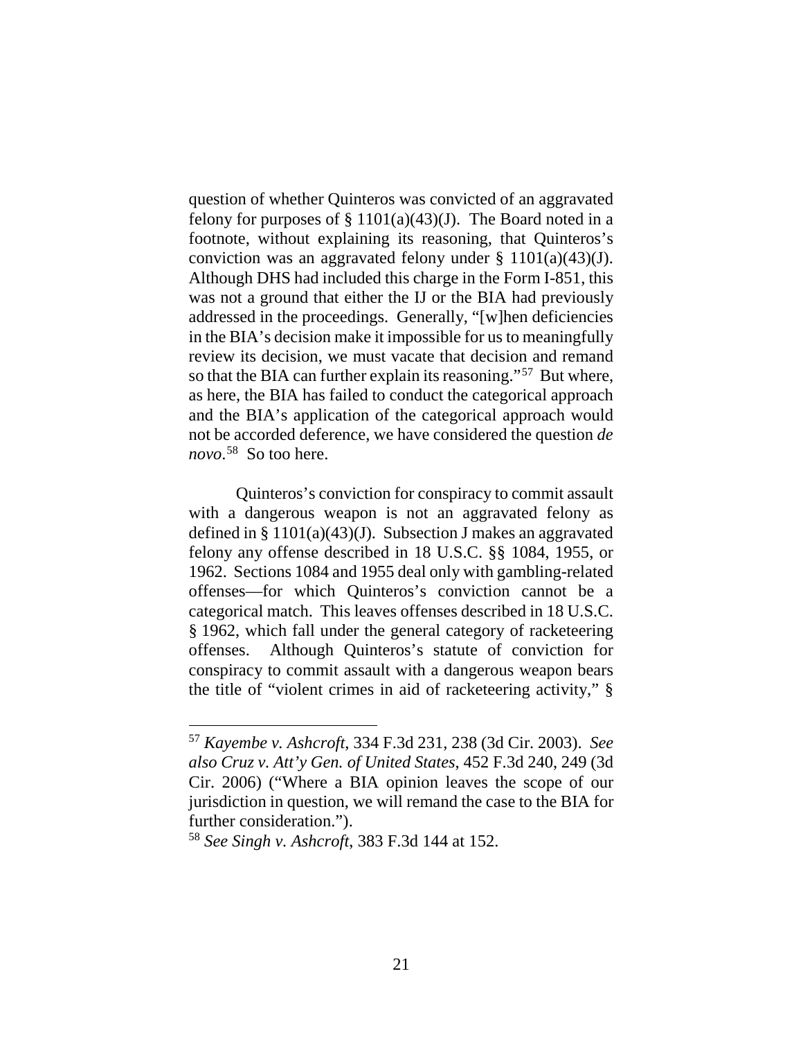question of whether Quinteros was convicted of an aggravated felony for purposes of § 1101(a)(43)(J). The Board noted in a footnote, without explaining its reasoning, that Quinteros's conviction was an aggravated felony under § 1101(a)(43)(J). Although DHS had included this charge in the Form I-851, this was not a ground that either the IJ or the BIA had previously addressed in the proceedings. Generally, "[w]hen deficiencies in the BIA's decision make it impossible for us to meaningfully review its decision, we must vacate that decision and remand so that the BIA can further explain its reasoning."[57] But where, as here, the BIA has failed to conduct the categorical approach and the BIA's application of the categorical approach would not be accorded deference, we have considered the question *de novo*.[58] So too here.

Quinteros's conviction for conspiracy to commit assault with a dangerous weapon is not an aggravated felony as defined in § 1101(a)(43)(J). Subsection J makes an aggravated felony any offense described in 18 U.S.C. §§ 1084, 1955, or 1962. Sections 1084 and 1955 deal only with gambling-related offenses—for which Quinteros's conviction cannot be a categorical match. This leaves offenses described in 18 U.S.C. § 1962, which fall under the general category of racketeering offenses. Although Quinteros's statute of conviction for conspiracy to commit assault with a dangerous weapon bears the title of "violent crimes in aid of racketeering activity," §

---

[57] *Kayembe v. Ashcroft*, 334 F.3d 231, 238 (3d Cir. 2003). *See also Cruz v. Att'y Gen. of United States*, 452 F.3d 240, 249 (3d Cir. 2006) ("Where a BIA opinion leaves the scope of our jurisdiction in question, we will remand the case to the BIA for further consideration.").

[58] *See Singh v. Ashcroft*, 383 F.3d 144 at 152.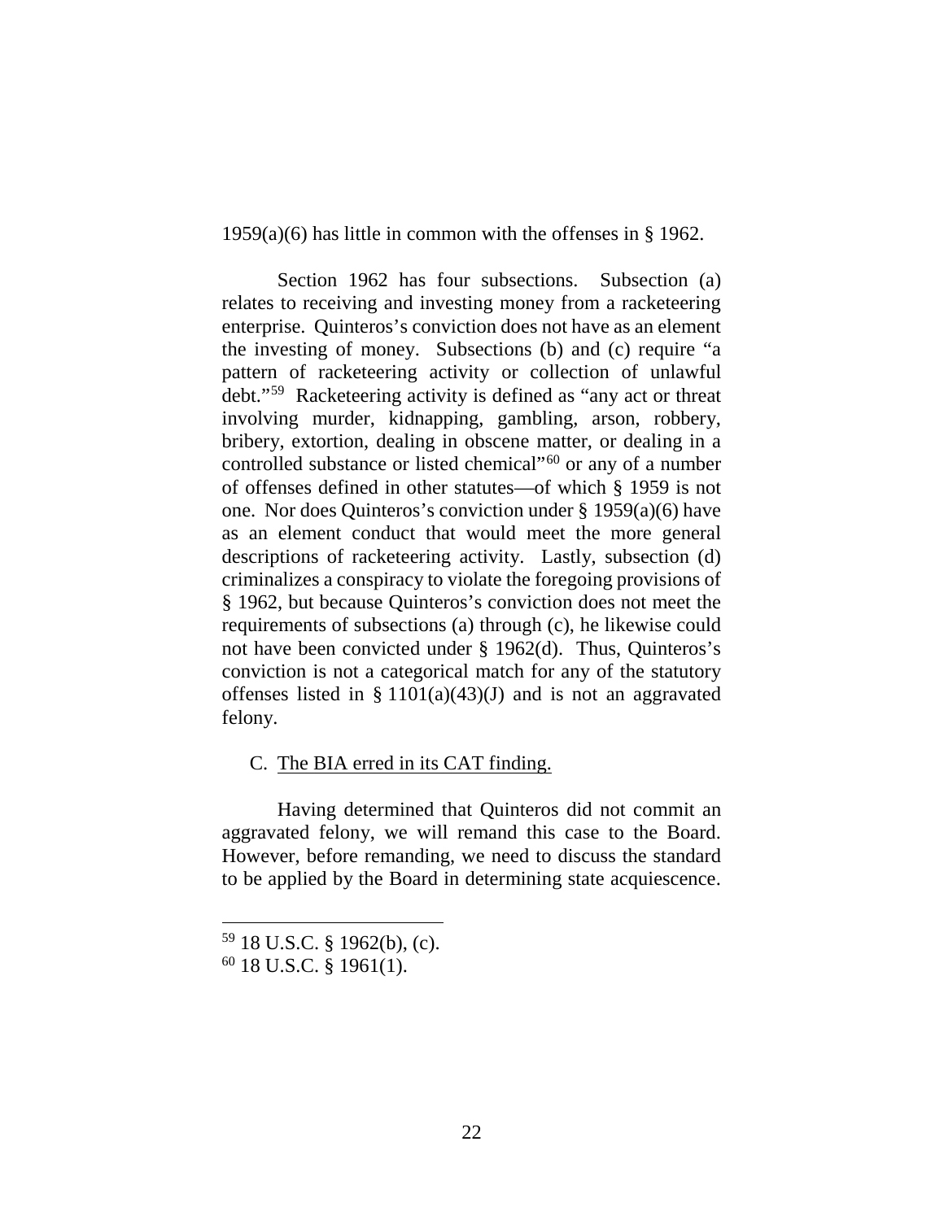1959(a)(6) has little in common with the offenses in § 1962.

Section 1962 has four subsections. Subsection (a) relates to receiving and investing money from a racketeering enterprise. Quinteros's conviction does not have as an element the investing of money. Subsections (b) and (c) require "a pattern of racketeering activity or collection of unlawful debt."[59] Racketeering activity is defined as "any act or threat involving murder, kidnapping, gambling, arson, robbery, bribery, extortion, dealing in obscene matter, or dealing in a controlled substance or listed chemical"[60] or any of a number of offenses defined in other statutes—of which § 1959 is not one. Nor does Quinteros's conviction under § 1959(a)(6) have as an element conduct that would meet the more general descriptions of racketeering activity. Lastly, subsection (d) criminalizes a conspiracy to violate the foregoing provisions of § 1962, but because Quinteros's conviction does not meet the requirements of subsections (a) through (c), he likewise could not have been convicted under § 1962(d). Thus, Quinteros's conviction is not a categorical match for any of the statutory offenses listed in § 1101(a)(43)(J) and is not an aggravated felony.

C. <u>The BIA erred in its CAT finding.</u>

Having determined that Quinteros did not commit an aggravated felony, we will remand this case to the Board. However, before remanding, we need to discuss the standard to be applied by the Board in determining state acquiescence.

---

[59] 18 U.S.C. § 1962(b), (c).

[60] 18 U.S.C. § 1961(1).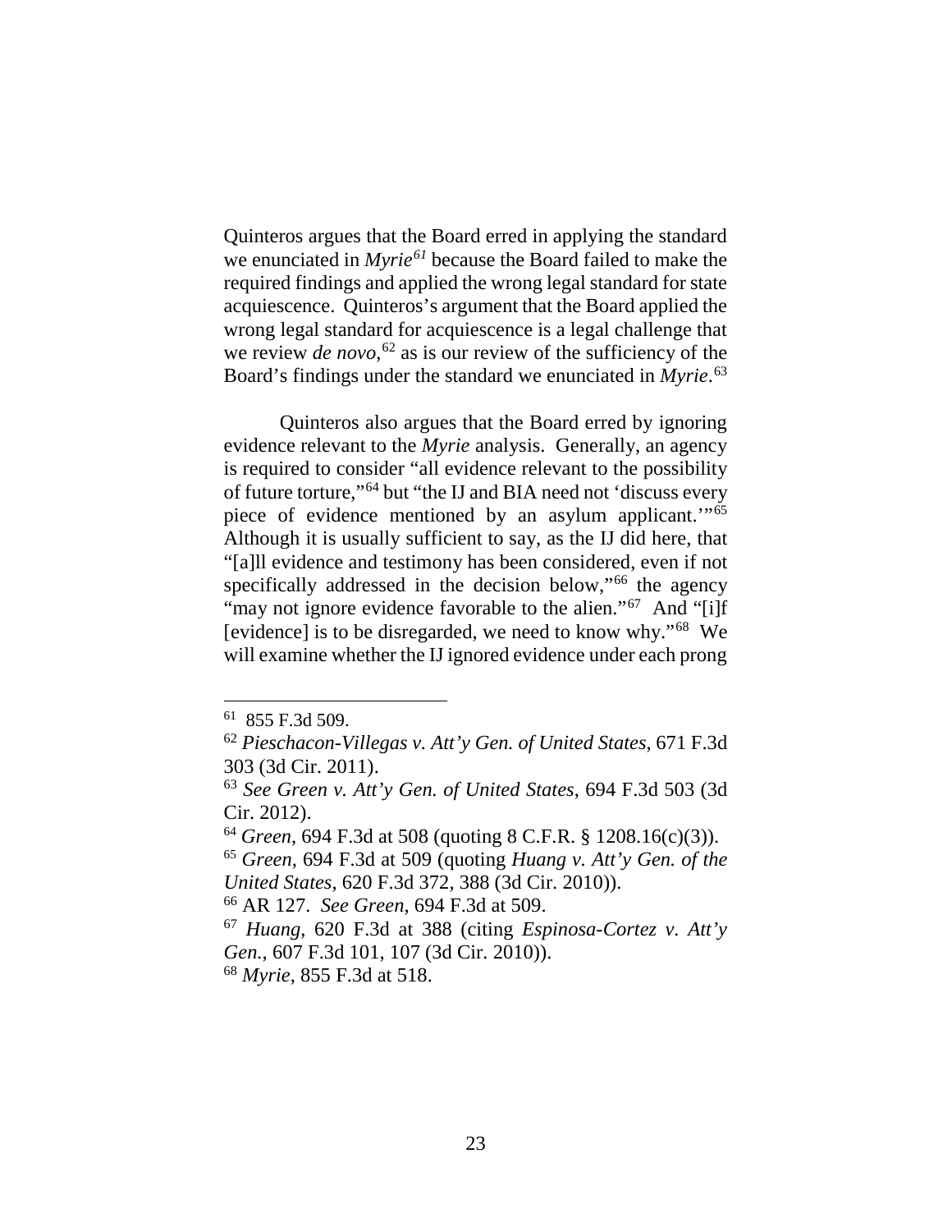Quinteros argues that the Board erred in applying the standard we enunciated in *Myrie*[61] because the Board failed to make the required findings and applied the wrong legal standard for state acquiescence. Quinteros's argument that the Board applied the wrong legal standard for acquiescence is a legal challenge that we review *de novo*,[62] as is our review of the sufficiency of the Board's findings under the standard we enunciated in *Myrie*.[63]

Quinteros also argues that the Board erred by ignoring evidence relevant to the *Myrie* analysis. Generally, an agency is required to consider "all evidence relevant to the possibility of future torture,"[64] but "the IJ and BIA need not 'discuss every piece of evidence mentioned by an asylum applicant.'"[65] Although it is usually sufficient to say, as the IJ did here, that "[a]ll evidence and testimony has been considered, even if not specifically addressed in the decision below,"[66] the agency "may not ignore evidence favorable to the alien."[67] And "[i]f [evidence] is to be disregarded, we need to know why."[68] We will examine whether the IJ ignored evidence under each prong

---

[61] 855 F.3d 509.

[62] *Pieschacon-Villegas v. Att'y Gen. of United States*, 671 F.3d 303 (3d Cir. 2011).

[63] *See Green v. Att'y Gen. of United States*, 694 F.3d 503 (3d Cir. 2012).

[64] *Green*, 694 F.3d at 508 (quoting 8 C.F.R. § 1208.16(c)(3)).

[65] *Green*, 694 F.3d at 509 (quoting *Huang v. Att'y Gen. of the United States*, 620 F.3d 372, 388 (3d Cir. 2010)).

[66] AR 127. *See Green*, 694 F.3d at 509.

[67] *Huang*, 620 F.3d at 388 (citing *Espinosa-Cortez v. Att'y Gen.*, 607 F.3d 101, 107 (3d Cir. 2010)).

[68] *Myrie*, 855 F.3d at 518.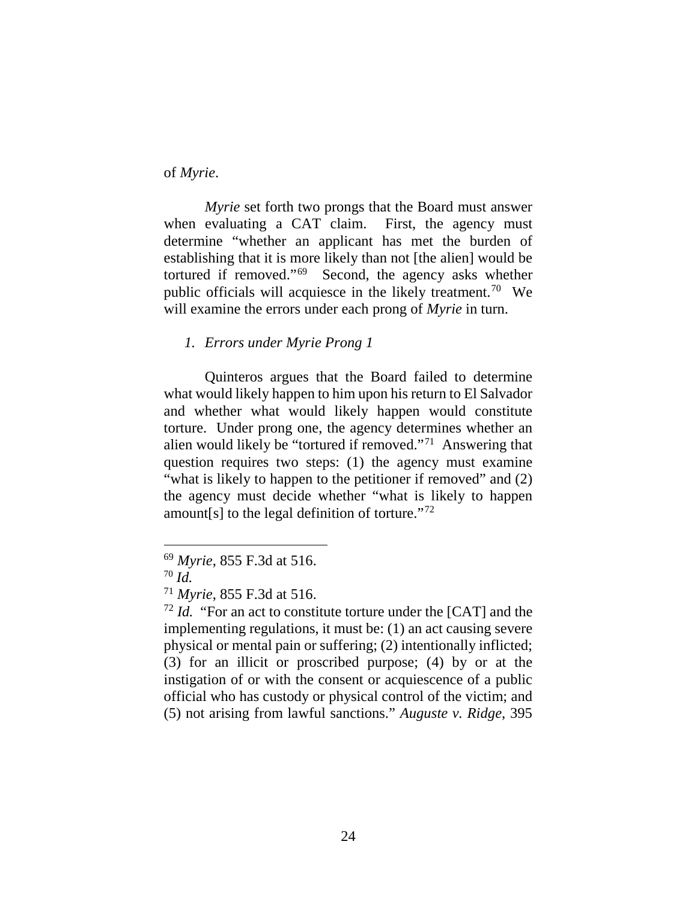of *Myrie*.

*Myrie* set forth two prongs that the Board must answer when evaluating a CAT claim. First, the agency must determine "whether an applicant has met the burden of establishing that it is more likely than not [the alien] would be tortured if removed."[69] Second, the agency asks whether public officials will acquiesce in the likely treatment.[70] We will examine the errors under each prong of *Myrie* in turn.

*1. Errors under Myrie Prong 1*

Quinteros argues that the Board failed to determine what would likely happen to him upon his return to El Salvador and whether what would likely happen would constitute torture. Under prong one, the agency determines whether an alien would likely be "tortured if removed."[71] Answering that question requires two steps: (1) the agency must examine "what is likely to happen to the petitioner if removed" and (2) the agency must decide whether "what is likely to happen amount[s] to the legal definition of torture."[72]

---

[69] *Myrie*, 855 F.3d at 516.

[70] *Id.*

[71] *Myrie*, 855 F.3d at 516.

[72] *Id.* "For an act to constitute torture under the [CAT] and the implementing regulations, it must be: (1) an act causing severe physical or mental pain or suffering; (2) intentionally inflicted; (3) for an illicit or proscribed purpose; (4) by or at the instigation of or with the consent or acquiescence of a public official who has custody or physical control of the victim; and (5) not arising from lawful sanctions." *Auguste v. Ridge*, 395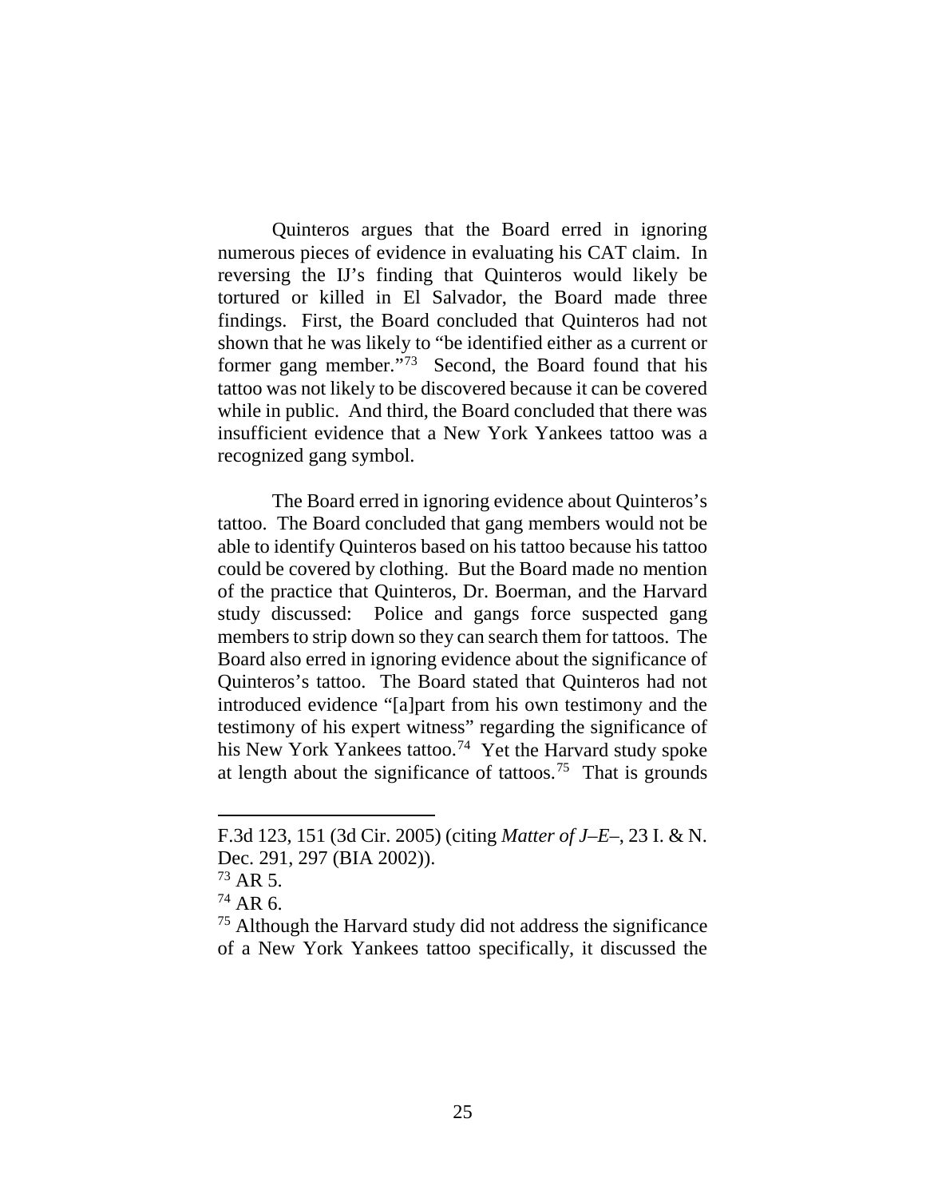Quinteros argues that the Board erred in ignoring numerous pieces of evidence in evaluating his CAT claim. In reversing the IJ's finding that Quinteros would likely be tortured or killed in El Salvador, the Board made three findings. First, the Board concluded that Quinteros had not shown that he was likely to "be identified either as a current or former gang member."[73] Second, the Board found that his tattoo was not likely to be discovered because it can be covered while in public. And third, the Board concluded that there was insufficient evidence that a New York Yankees tattoo was a recognized gang symbol.

The Board erred in ignoring evidence about Quinteros's tattoo. The Board concluded that gang members would not be able to identify Quinteros based on his tattoo because his tattoo could be covered by clothing. But the Board made no mention of the practice that Quinteros, Dr. Boerman, and the Harvard study discussed: Police and gangs force suspected gang members to strip down so they can search them for tattoos. The Board also erred in ignoring evidence about the significance of Quinteros's tattoo. The Board stated that Quinteros had not introduced evidence "[a]part from his own testimony and the testimony of his expert witness" regarding the significance of his New York Yankees tattoo.[74] Yet the Harvard study spoke at length about the significance of tattoos.[75] That is grounds

---

F.3d 123, 151 (3d Cir. 2005) (citing *Matter of J–E–*, 23 I. & N. Dec. 291, 297 (BIA 2002)).

[73] AR 5.

[74] AR 6.

[75] Although the Harvard study did not address the significance of a New York Yankees tattoo specifically, it discussed the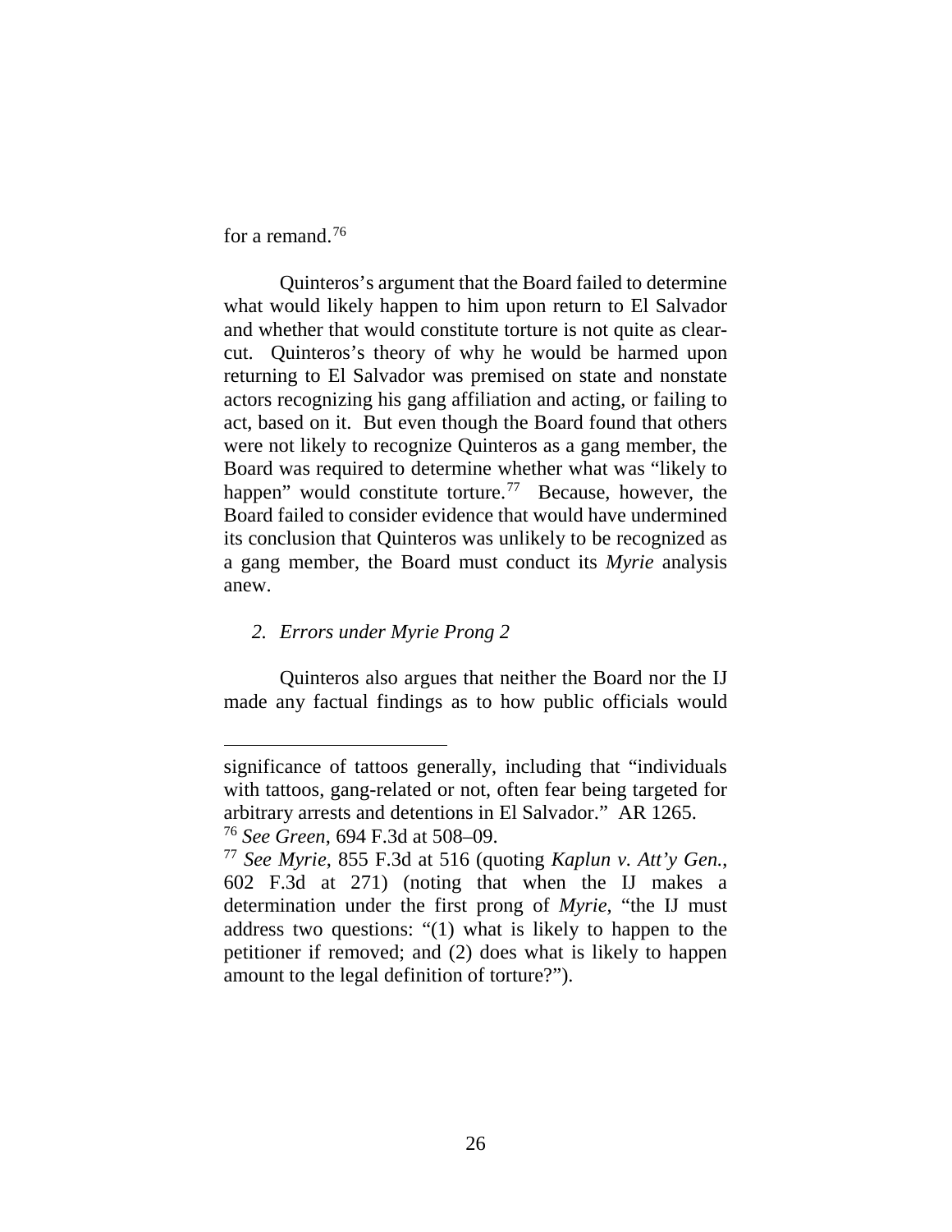for a remand.[76]

Quinteros's argument that the Board failed to determine what would likely happen to him upon return to El Salvador and whether that would constitute torture is not quite as clear-cut. Quinteros's theory of why he would be harmed upon returning to El Salvador was premised on state and nonstate actors recognizing his gang affiliation and acting, or failing to act, based on it. But even though the Board found that others were not likely to recognize Quinteros as a gang member, the Board was required to determine whether what was "likely to happen" would constitute torture.[77] Because, however, the Board failed to consider evidence that would have undermined its conclusion that Quinteros was unlikely to be recognized as a gang member, the Board must conduct its *Myrie* analysis anew.

*2. Errors under Myrie Prong 2*

Quinteros also argues that neither the Board nor the IJ made any factual findings as to how public officials would

---

significance of tattoos generally, including that "individuals with tattoos, gang-related or not, often fear being targeted for arbitrary arrests and detentions in El Salvador." AR 1265.

[76] *See Green*, 694 F.3d at 508–09.

[77] *See Myrie*, 855 F.3d at 516 (quoting *Kaplun v. Att'y Gen.*, 602 F.3d at 271) (noting that when the IJ makes a determination under the first prong of *Myrie*, "the IJ must address two questions: "(1) what is likely to happen to the petitioner if removed; and (2) does what is likely to happen amount to the legal definition of torture?").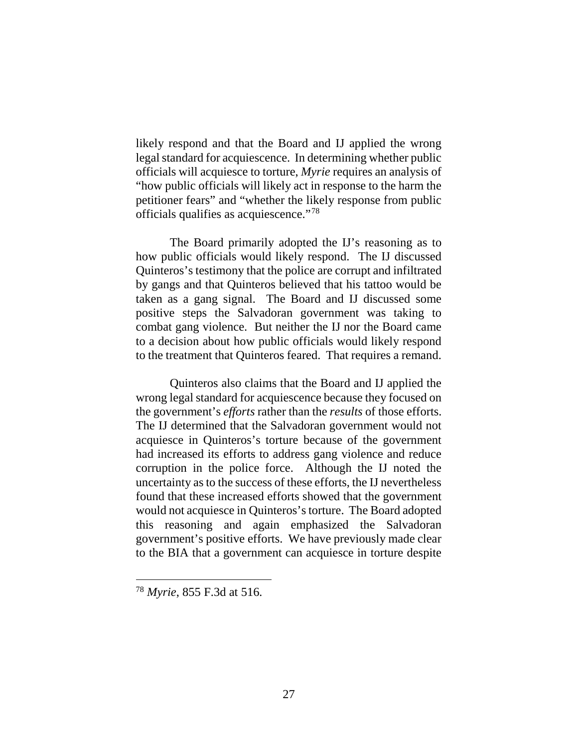likely respond and that the Board and IJ applied the wrong legal standard for acquiescence. In determining whether public officials will acquiesce to torture, *Myrie* requires an analysis of "how public officials will likely act in response to the harm the petitioner fears" and "whether the likely response from public officials qualifies as acquiescence."[78]

The Board primarily adopted the IJ's reasoning as to how public officials would likely respond. The IJ discussed Quinteros's testimony that the police are corrupt and infiltrated by gangs and that Quinteros believed that his tattoo would be taken as a gang signal. The Board and IJ discussed some positive steps the Salvadoran government was taking to combat gang violence. But neither the IJ nor the Board came to a decision about how public officials would likely respond to the treatment that Quinteros feared. That requires a remand.

Quinteros also claims that the Board and IJ applied the wrong legal standard for acquiescence because they focused on the government's *efforts* rather than the *results* of those efforts. The IJ determined that the Salvadoran government would not acquiesce in Quinteros's torture because of the government had increased its efforts to address gang violence and reduce corruption in the police force. Although the IJ noted the uncertainty as to the success of these efforts, the IJ nevertheless found that these increased efforts showed that the government would not acquiesce in Quinteros's torture. The Board adopted this reasoning and again emphasized the Salvadoran government's positive efforts. We have previously made clear to the BIA that a government can acquiesce in torture despite

---

[78] *Myrie*, 855 F.3d at 516.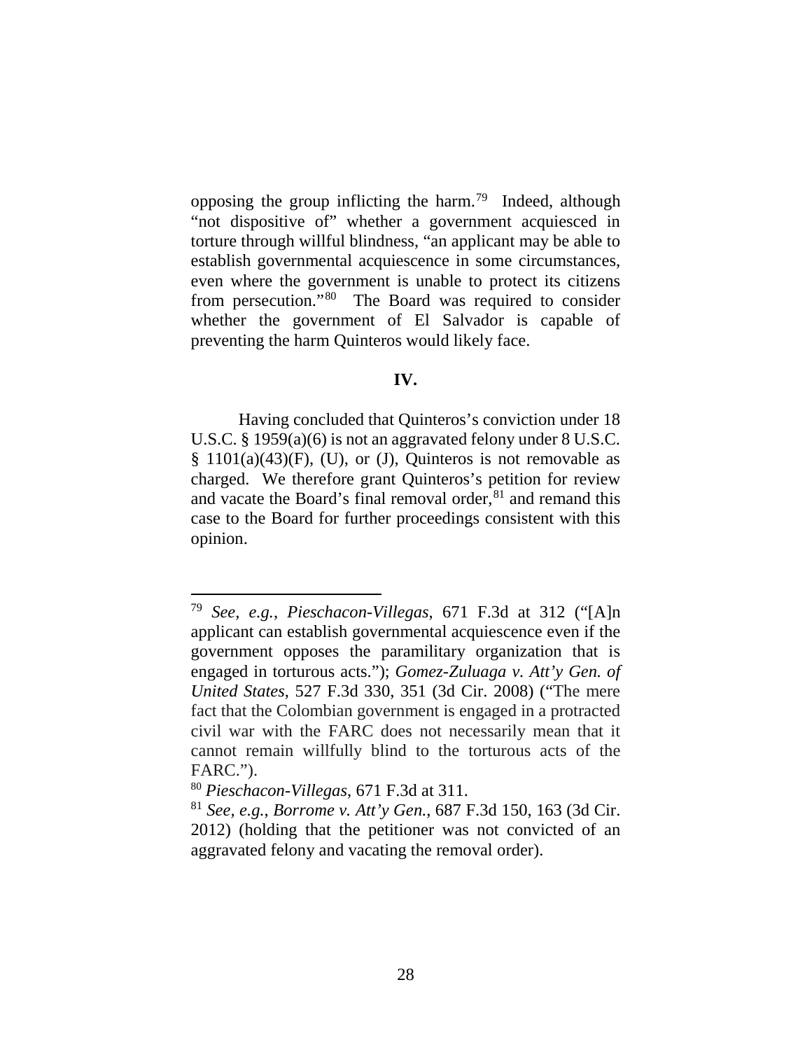opposing the group inflicting the harm.[79] Indeed, although "not dispositive of" whether a government acquiesced in torture through willful blindness, "an applicant may be able to establish governmental acquiescence in some circumstances, even where the government is unable to protect its citizens from persecution."[80] The Board was required to consider whether the government of El Salvador is capable of preventing the harm Quinteros would likely face.

## IV.

Having concluded that Quinteros's conviction under 18 U.S.C. § 1959(a)(6) is not an aggravated felony under 8 U.S.C. § 1101(a)(43)(F), (U), or (J), Quinteros is not removable as charged. We therefore grant Quinteros's petition for review and vacate the Board's final removal order,[81] and remand this case to the Board for further proceedings consistent with this opinion.

---

[79] *See, e.g.*, *Pieschacon-Villegas*, 671 F.3d at 312 ("[A]n applicant can establish governmental acquiescence even if the government opposes the paramilitary organization that is engaged in torturous acts."); *Gomez-Zuluaga v. Att'y Gen. of United States*, 527 F.3d 330, 351 (3d Cir. 2008) ("The mere fact that the Colombian government is engaged in a protracted civil war with the FARC does not necessarily mean that it cannot remain willfully blind to the torturous acts of the FARC.").

[80] *Pieschacon-Villegas*, 671 F.3d at 311.

[81] *See, e.g.*, *Borrome v. Att'y Gen.*, 687 F.3d 150, 163 (3d Cir. 2012) (holding that the petitioner was not convicted of an aggravated felony and vacating the removal order).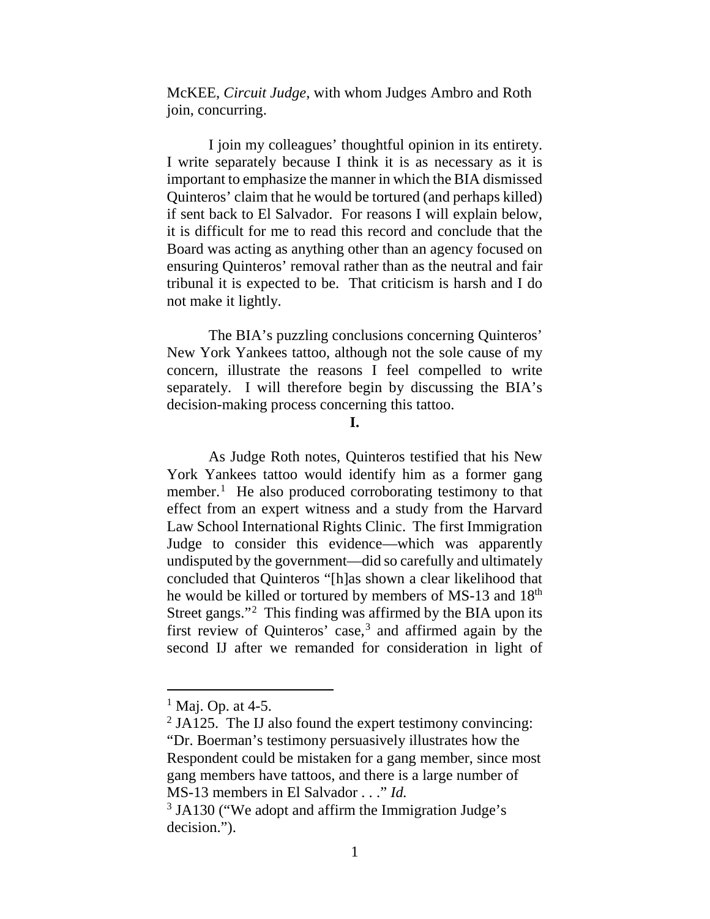McKEE, *Circuit Judge*, with whom Judges Ambro and Roth join, concurring.

I join my colleagues' thoughtful opinion in its entirety. I write separately because I think it is as necessary as it is important to emphasize the manner in which the BIA dismissed Quinteros' claim that he would be tortured (and perhaps killed) if sent back to El Salvador. For reasons I will explain below, it is difficult for me to read this record and conclude that the Board was acting as anything other than an agency focused on ensuring Quinteros' removal rather than as the neutral and fair tribunal it is expected to be. That criticism is harsh and I do not make it lightly.

The BIA's puzzling conclusions concerning Quinteros' New York Yankees tattoo, although not the sole cause of my concern, illustrate the reasons I feel compelled to write separately. I will therefore begin by discussing the BIA's decision-making process concerning this tattoo.

**I.**

As Judge Roth notes, Quinteros testified that his New York Yankees tattoo would identify him as a former gang member.[1] He also produced corroborating testimony to that effect from an expert witness and a study from the Harvard Law School International Rights Clinic. The first Immigration Judge to consider this evidence—which was apparently undisputed by the government—did so carefully and ultimately concluded that Quinteros "[h]as shown a clear likelihood that he would be killed or tortured by members of MS-13 and 18th Street gangs."[2] This finding was affirmed by the BIA upon its first review of Quinteros' case,[3] and affirmed again by the second IJ after we remanded for consideration in light of

---

[1] Maj. Op. at 4-5.

[2] JA125. The IJ also found the expert testimony convincing: "Dr. Boerman's testimony persuasively illustrates how the Respondent could be mistaken for a gang member, since most gang members have tattoos, and there is a large number of MS-13 members in El Salvador . . ." *Id.*

[3] JA130 ("We adopt and affirm the Immigration Judge's decision.").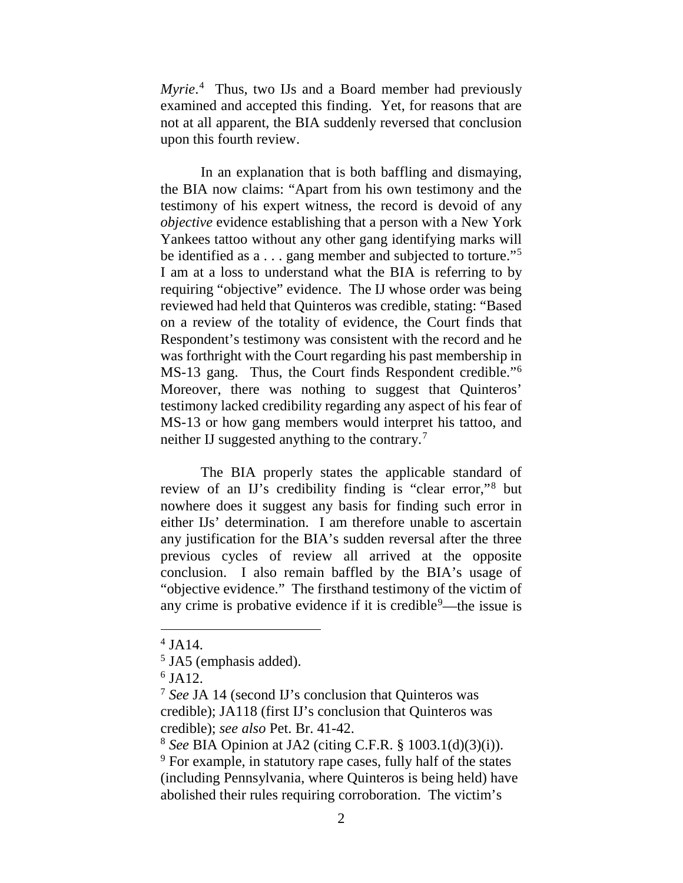*Myrie*.[4] Thus, two IJs and a Board member had previously examined and accepted this finding. Yet, for reasons that are not at all apparent, the BIA suddenly reversed that conclusion upon this fourth review.

In an explanation that is both baffling and dismaying, the BIA now claims: "Apart from his own testimony and the testimony of his expert witness, the record is devoid of any *objective* evidence establishing that a person with a New York Yankees tattoo without any other gang identifying marks will be identified as a . . . gang member and subjected to torture."[5] I am at a loss to understand what the BIA is referring to by requiring "objective" evidence. The IJ whose order was being reviewed had held that Quinteros was credible, stating: "Based on a review of the totality of evidence, the Court finds that Respondent's testimony was consistent with the record and he was forthright with the Court regarding his past membership in MS-13 gang. Thus, the Court finds Respondent credible."[6] Moreover, there was nothing to suggest that Quinteros' testimony lacked credibility regarding any aspect of his fear of MS-13 or how gang members would interpret his tattoo, and neither IJ suggested anything to the contrary.[7]

The BIA properly states the applicable standard of review of an IJ's credibility finding is "clear error,"[8] but nowhere does it suggest any basis for finding such error in either IJs' determination. I am therefore unable to ascertain any justification for the BIA's sudden reversal after the three previous cycles of review all arrived at the opposite conclusion. I also remain baffled by the BIA's usage of "objective evidence." The firsthand testimony of the victim of any crime is probative evidence if it is credible[9]—the issue is

---

[4] JA14.

[5] JA5 (emphasis added).

[6] JA12.

[7] *See* JA 14 (second IJ's conclusion that Quinteros was credible); JA118 (first IJ's conclusion that Quinteros was credible); *see also* Pet. Br. 41-42.

[8] *See* BIA Opinion at JA2 (citing C.F.R. § 1003.1(d)(3)(i)).

[9] For example, in statutory rape cases, fully half of the states (including Pennsylvania, where Quinteros is being held) have abolished their rules requiring corroboration. The victim's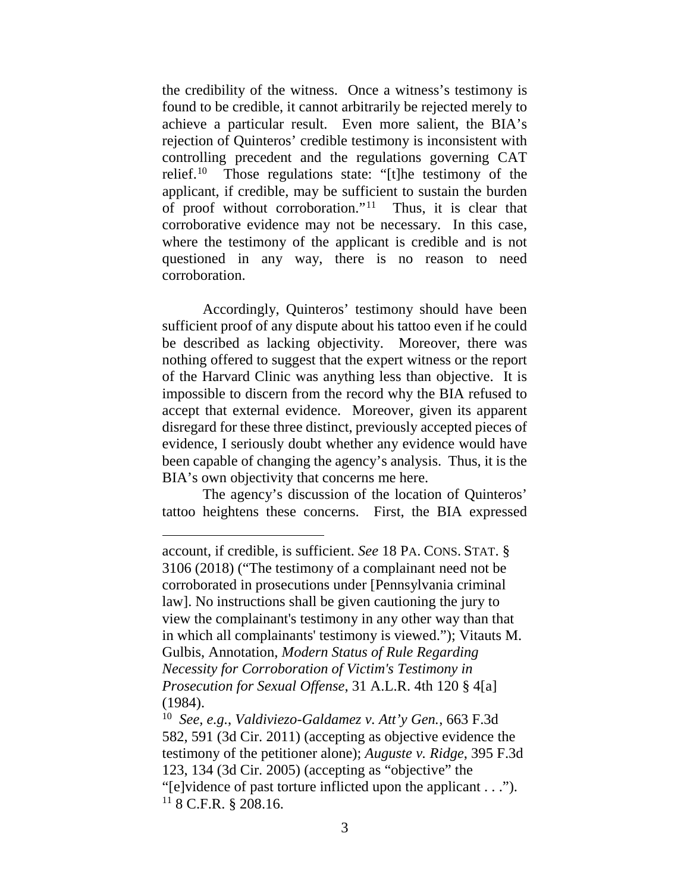the credibility of the witness. Once a witness's testimony is found to be credible, it cannot arbitrarily be rejected merely to achieve a particular result. Even more salient, the BIA's rejection of Quinteros' credible testimony is inconsistent with controlling precedent and the regulations governing CAT relief.[10] Those regulations state: "[t]he testimony of the applicant, if credible, may be sufficient to sustain the burden of proof without corroboration."[11] Thus, it is clear that corroborative evidence may not be necessary. In this case, where the testimony of the applicant is credible and is not questioned in any way, there is no reason to need corroboration.

Accordingly, Quinteros' testimony should have been sufficient proof of any dispute about his tattoo even if he could be described as lacking objectivity. Moreover, there was nothing offered to suggest that the expert witness or the report of the Harvard Clinic was anything less than objective. It is impossible to discern from the record why the BIA refused to accept that external evidence. Moreover, given its apparent disregard for these three distinct, previously accepted pieces of evidence, I seriously doubt whether any evidence would have been capable of changing the agency's analysis. Thus, it is the BIA's own objectivity that concerns me here.

The agency's discussion of the location of Quinteros' tattoo heightens these concerns. First, the BIA expressed

---

account, if credible, is sufficient. *See* 18 PA. CONS. STAT. § 3106 (2018) ("The testimony of a complainant need not be corroborated in prosecutions under [Pennsylvania criminal law]. No instructions shall be given cautioning the jury to view the complainant's testimony in any other way than that in which all complainants' testimony is viewed."); Vitauts M. Gulbis, Annotation, *Modern Status of Rule Regarding Necessity for Corroboration of Victim's Testimony in Prosecution for Sexual Offense*, 31 A.L.R. 4th 120 § 4[a] (1984).

[10] *See, e.g.*, *Valdiviezo-Galdamez v. Att'y Gen.*, 663 F.3d 582, 591 (3d Cir. 2011) (accepting as objective evidence the testimony of the petitioner alone); *Auguste v. Ridge*, 395 F.3d 123, 134 (3d Cir. 2005) (accepting as "objective" the "[e]vidence of past torture inflicted upon the applicant . . .").

[11] 8 C.F.R. § 208.16.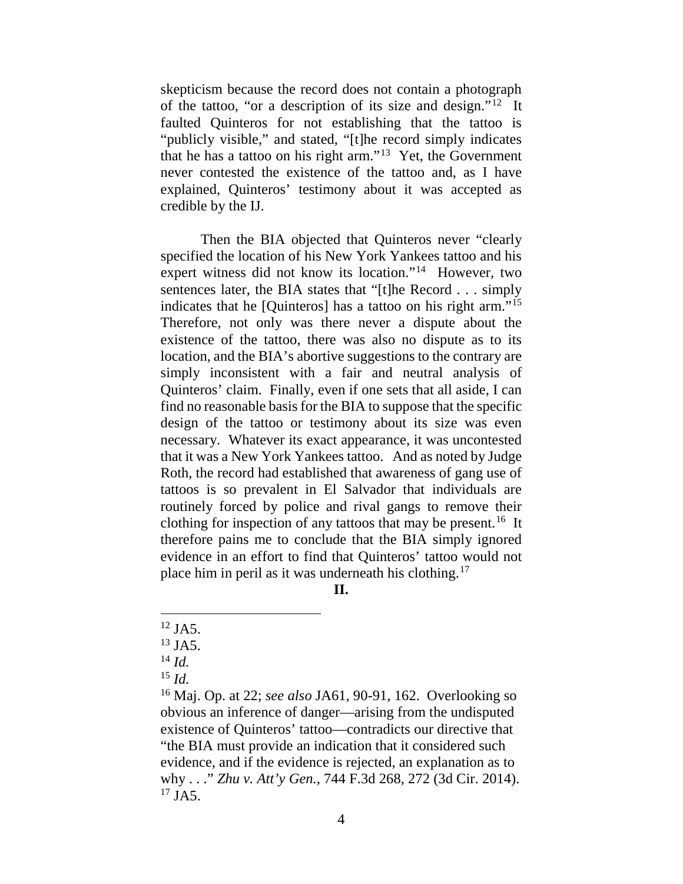skepticism because the record does not contain a photograph of the tattoo, "or a description of its size and design."[12] It faulted Quinteros for not establishing that the tattoo is "publicly visible," and stated, "[t]he record simply indicates that he has a tattoo on his right arm."[13] Yet, the Government never contested the existence of the tattoo and, as I have explained, Quinteros' testimony about it was accepted as credible by the IJ.

Then the BIA objected that Quinteros never "clearly specified the location of his New York Yankees tattoo and his expert witness did not know its location."[14] However, two sentences later, the BIA states that "[t]he Record . . . simply indicates that he [Quinteros] has a tattoo on his right arm."[15] Therefore, not only was there never a dispute about the existence of the tattoo, there was also no dispute as to its location, and the BIA's abortive suggestions to the contrary are simply inconsistent with a fair and neutral analysis of Quinteros' claim. Finally, even if one sets that all aside, I can find no reasonable basis for the BIA to suppose that the specific design of the tattoo or testimony about its size was even necessary. Whatever its exact appearance, it was uncontested that it was a New York Yankees tattoo. And as noted by Judge Roth, the record had established that awareness of gang use of tattoos is so prevalent in El Salvador that individuals are routinely forced by police and rival gangs to remove their clothing for inspection of any tattoos that may be present.[16] It therefore pains me to conclude that the BIA simply ignored evidence in an effort to find that Quinteros' tattoo would not place him in peril as it was underneath his clothing.[17]

## II.

---

[12] JA5.

[13] JA5.

[14] *Id.*

[15] *Id.*

[16] Maj. Op. at 22; *see also* JA61, 90-91, 162. Overlooking so obvious an inference of danger—arising from the undisputed existence of Quinteros' tattoo—contradicts our directive that "the BIA must provide an indication that it considered such evidence, and if the evidence is rejected, an explanation as to why . . ." *Zhu v. Att'y Gen.*, 744 F.3d 268, 272 (3d Cir. 2014).

[17] JA5.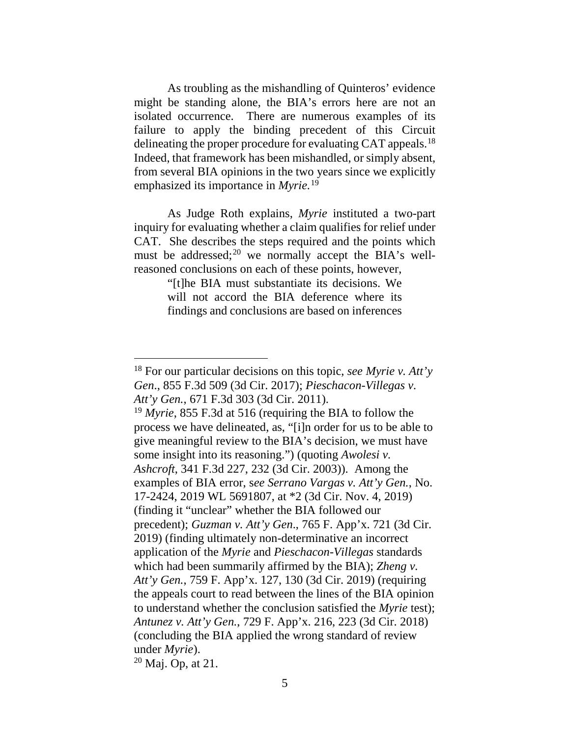As troubling as the mishandling of Quinteros' evidence might be standing alone, the BIA's errors here are not an isolated occurrence. There are numerous examples of its failure to apply the binding precedent of this Circuit delineating the proper procedure for evaluating CAT appeals.[18] Indeed, that framework has been mishandled, or simply absent, from several BIA opinions in the two years since we explicitly emphasized its importance in *Myrie.*[19]

As Judge Roth explains, *Myrie* instituted a two-part inquiry for evaluating whether a claim qualifies for relief under CAT. She describes the steps required and the points which must be addressed;[20] we normally accept the BIA's well-reasoned conclusions on each of these points, however,

> "[t]he BIA must substantiate its decisions. We will not accord the BIA deference where its findings and conclusions are based on inferences

---

[18] For our particular decisions on this topic, *see Myrie v. Att'y Gen.*, 855 F.3d 509 (3d Cir. 2017); *Pieschacon-Villegas v. Att'y Gen.*, 671 F.3d 303 (3d Cir. 2011).

[19] *Myrie*, 855 F.3d at 516 (requiring the BIA to follow the process we have delineated, as, "[i]n order for us to be able to give meaningful review to the BIA's decision, we must have some insight into its reasoning.") (quoting *Awolesi v. Ashcroft*, 341 F.3d 227, 232 (3d Cir. 2003)). Among the examples of BIA error, s*ee Serrano Vargas v. Att'y Gen.*, No. 17-2424, 2019 WL 5691807, at *2 (3d Cir. Nov. 4, 2019) (finding it "unclear" whether the BIA followed our precedent); *Guzman v. Att'y Gen*., 765 F. App'x. 721 (3d Cir. 2019) (finding ultimately non-determinative an incorrect application of the *Myrie* and *Pieschacon-Villegas* standards which had been summarily affirmed by the BIA); *Zheng v. Att'y Gen.*, 759 F. App'x. 127, 130 (3d Cir. 2019) (requiring the appeals court to read between the lines of the BIA opinion to understand whether the conclusion satisfied the *Myrie* test); *Antunez v. Att'y Gen.*, 729 F. App'x. 216, 223 (3d Cir. 2018) (concluding the BIA applied the wrong standard of review under *Myrie*).

[20] Maj. Op, at 21.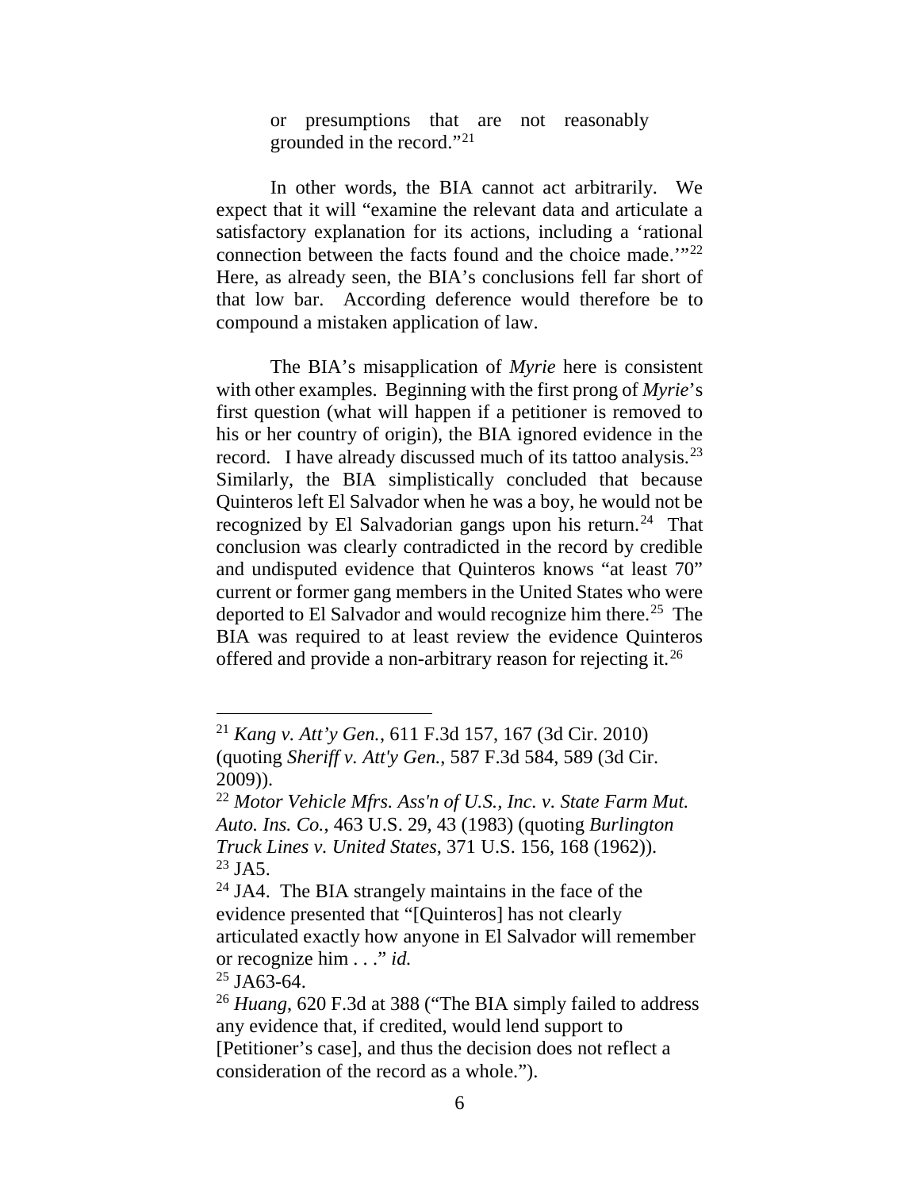> or presumptions that are not reasonably grounded in the record."[21]

In other words, the BIA cannot act arbitrarily. We expect that it will "examine the relevant data and articulate a satisfactory explanation for its actions, including a 'rational connection between the facts found and the choice made.'"[22] Here, as already seen, the BIA's conclusions fell far short of that low bar. According deference would therefore be to compound a mistaken application of law.

The BIA's misapplication of *Myrie* here is consistent with other examples. Beginning with the first prong of *Myrie*'s first question (what will happen if a petitioner is removed to his or her country of origin), the BIA ignored evidence in the record. I have already discussed much of its tattoo analysis.[23] Similarly, the BIA simplistically concluded that because Quinteros left El Salvador when he was a boy, he would not be recognized by El Salvadorian gangs upon his return.[24] That conclusion was clearly contradicted in the record by credible and undisputed evidence that Quinteros knows "at least 70" current or former gang members in the United States who were deported to El Salvador and would recognize him there.[25] The BIA was required to at least review the evidence Quinteros offered and provide a non-arbitrary reason for rejecting it.[26]

---

[21] *Kang v. Att'y Gen.*, 611 F.3d 157, 167 (3d Cir. 2010) (quoting *Sheriff v. Att'y Gen.*, 587 F.3d 584, 589 (3d Cir. 2009)).

[22] *Motor Vehicle Mfrs. Ass'n of U.S., Inc. v. State Farm Mut. Auto. Ins. Co.*, 463 U.S. 29, 43 (1983) (quoting *Burlington Truck Lines v. United States*, 371 U.S. 156, 168 (1962)).

[23] JA5.

[24] JA4. The BIA strangely maintains in the face of the evidence presented that "[Quinteros] has not clearly articulated exactly how anyone in El Salvador will remember or recognize him . . ." *id.*

[25] JA63-64.

[26] *Huang*, 620 F.3d at 388 ("The BIA simply failed to address any evidence that, if credited, would lend support to [Petitioner's case], and thus the decision does not reflect a consideration of the record as a whole.").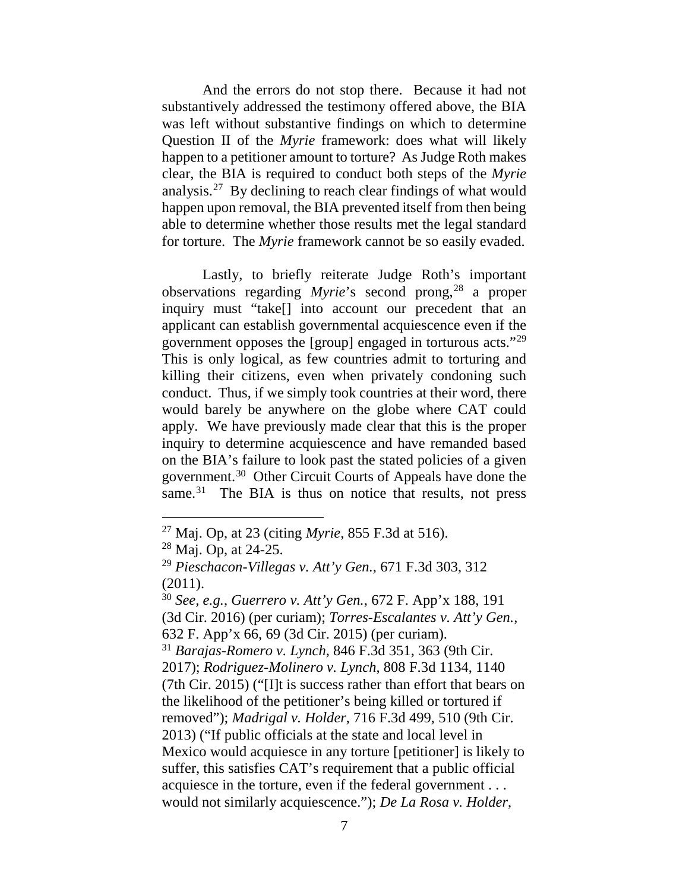And the errors do not stop there. Because it had not substantively addressed the testimony offered above, the BIA was left without substantive findings on which to determine Question II of the *Myrie* framework: does what will likely happen to a petitioner amount to torture? As Judge Roth makes clear, the BIA is required to conduct both steps of the *Myrie* analysis.[27] By declining to reach clear findings of what would happen upon removal, the BIA prevented itself from then being able to determine whether those results met the legal standard for torture. The *Myrie* framework cannot be so easily evaded.

Lastly, to briefly reiterate Judge Roth's important observations regarding *Myrie*'s second prong,[28] a proper inquiry must "take[] into account our precedent that an applicant can establish governmental acquiescence even if the government opposes the [group] engaged in torturous acts."[29] This is only logical, as few countries admit to torturing and killing their citizens, even when privately condoning such conduct. Thus, if we simply took countries at their word, there would barely be anywhere on the globe where CAT could apply. We have previously made clear that this is the proper inquiry to determine acquiescence and have remanded based on the BIA's failure to look past the stated policies of a given government.[30] Other Circuit Courts of Appeals have done the same.[31] The BIA is thus on notice that results, not press

---

[27] Maj. Op, at 23 (citing *Myrie*, 855 F.3d at 516).

[28] Maj. Op, at 24-25.

[29] *Pieschacon-Villegas v. Att'y Gen.*, 671 F.3d 303, 312 (2011).

[30] *See, e.g.*, *Guerrero v. Att'y Gen.*, 672 F. App'x 188, 191 (3d Cir. 2016) (per curiam); *Torres-Escalantes v. Att'y Gen.*, 632 F. App'x 66, 69 (3d Cir. 2015) (per curiam).

[31] *Barajas-Romero v. Lynch*, 846 F.3d 351, 363 (9th Cir. 2017); *Rodriguez-Molinero v. Lynch*, 808 F.3d 1134, 1140 (7th Cir. 2015) ("[I]t is success rather than effort that bears on the likelihood of the petitioner's being killed or tortured if removed"); *Madrigal v. Holder*, 716 F.3d 499, 510 (9th Cir. 2013) ("If public officials at the state and local level in Mexico would acquiesce in any torture [petitioner] is likely to suffer, this satisfies CAT's requirement that a public official acquiesce in the torture, even if the federal government . . . would not similarly acquiescence."); *De La Rosa v. Holder*,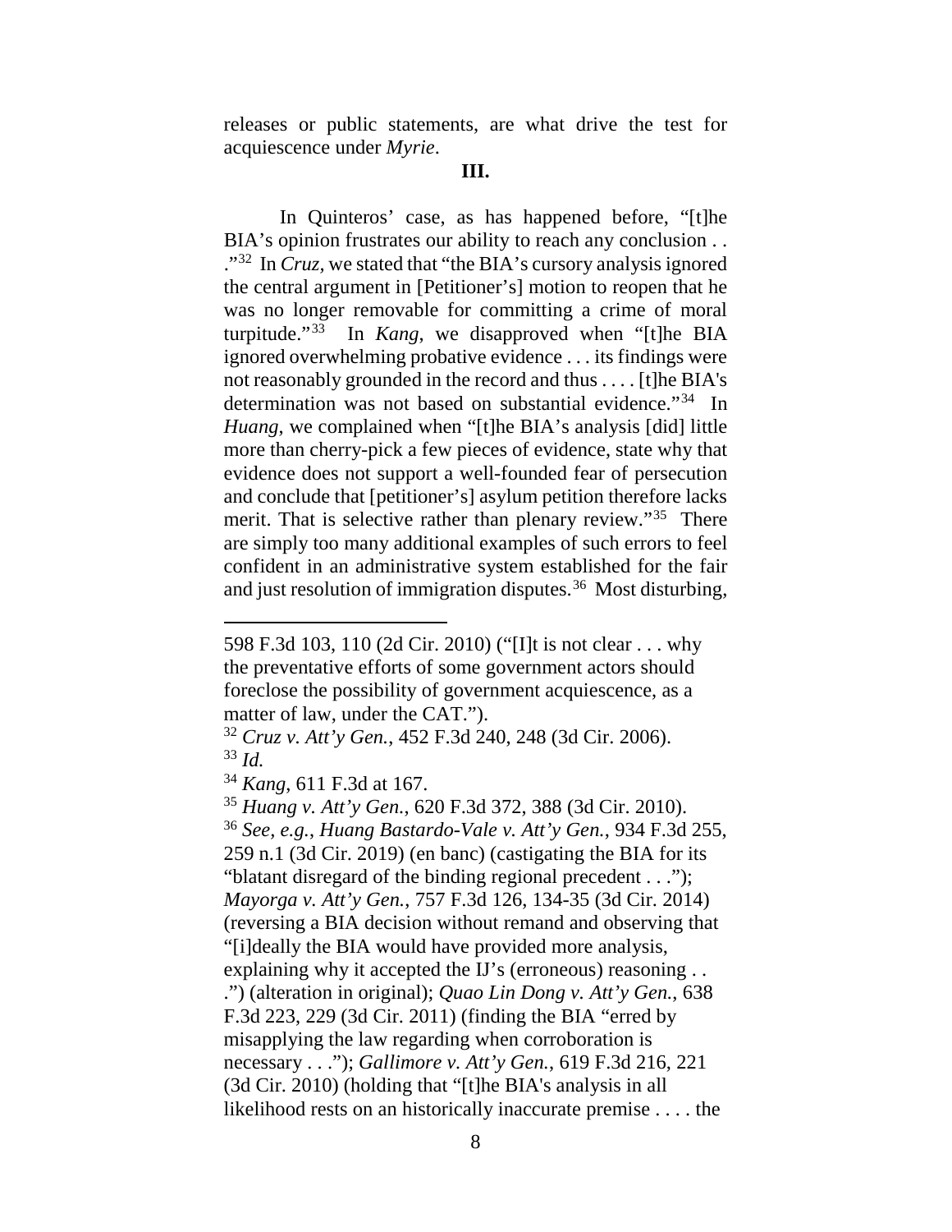releases or public statements, are what drive the test for acquiescence under *Myrie*.

**III.**

In Quinteros' case, as has happened before, "[t]he BIA's opinion frustrates our ability to reach any conclusion . . ."[32] In *Cruz*, we stated that "the BIA's cursory analysis ignored the central argument in [Petitioner's] motion to reopen that he was no longer removable for committing a crime of moral turpitude."[33] In *Kang*, we disapproved when "[t]he BIA ignored overwhelming probative evidence . . . its findings were not reasonably grounded in the record and thus . . . . [t]he BIA's determination was not based on substantial evidence."[34] In *Huang*, we complained when "[t]he BIA's analysis [did] little more than cherry-pick a few pieces of evidence, state why that evidence does not support a well-founded fear of persecution and conclude that [petitioner's] asylum petition therefore lacks merit. That is selective rather than plenary review."[35] There are simply too many additional examples of such errors to feel confident in an administrative system established for the fair and just resolution of immigration disputes.[36] Most disturbing,

---

598 F.3d 103, 110 (2d Cir. 2010) ("[I]t is not clear . . . why the preventative efforts of some government actors should foreclose the possibility of government acquiescence, as a matter of law, under the CAT.").

[32] *Cruz v. Att'y Gen.*, 452 F.3d 240, 248 (3d Cir. 2006).

[33] *Id.*

[34] *Kang*, 611 F.3d at 167.

[35] *Huang v. Att'y Gen.*, 620 F.3d 372, 388 (3d Cir. 2010).

[36] *See, e.g.*, *Huang Bastardo-Vale v. Att'y Gen.*, 934 F.3d 255, 259 n.1 (3d Cir. 2019) (en banc) (castigating the BIA for its "blatant disregard of the binding regional precedent . . ."); *Mayorga v. Att'y Gen.*, 757 F.3d 126, 134-35 (3d Cir. 2014) (reversing a BIA decision without remand and observing that "[i]deally the BIA would have provided more analysis, explaining why it accepted the IJ's (erroneous) reasoning . . .") (alteration in original); *Quao Lin Dong v. Att'y Gen.*, 638 F.3d 223, 229 (3d Cir. 2011) (finding the BIA "erred by misapplying the law regarding when corroboration is necessary . . ."); *Gallimore v. Att'y Gen.*, 619 F.3d 216, 221 (3d Cir. 2010) (holding that "[t]he BIA's analysis in all likelihood rests on an historically inaccurate premise . . . . the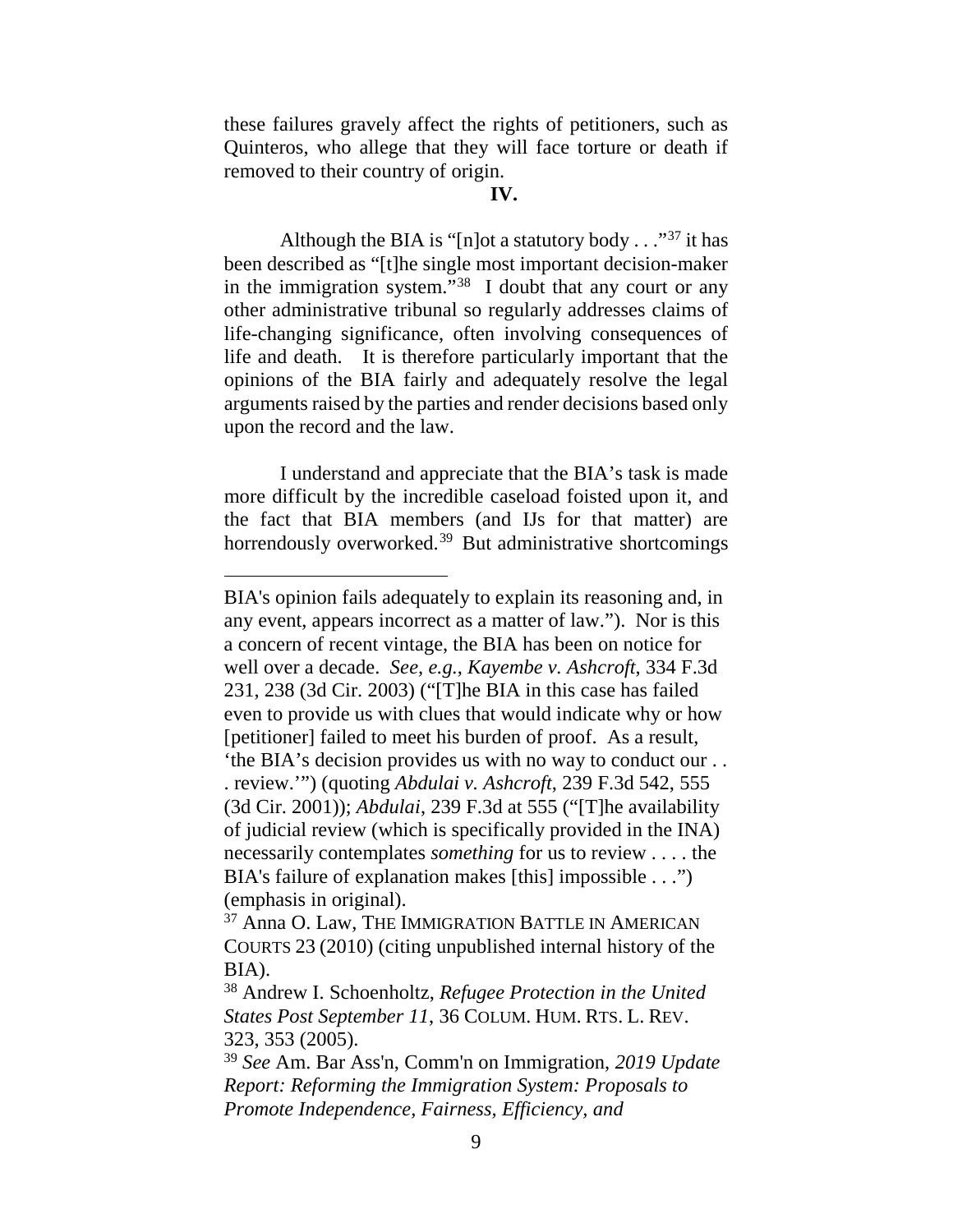these failures gravely affect the rights of petitioners, such as Quinteros, who allege that they will face torture or death if removed to their country of origin.

**IV.**

Although the BIA is "[n]ot a statutory body . . ."[37] it has been described as "[t]he single most important decision-maker in the immigration system."[38] I doubt that any court or any other administrative tribunal so regularly addresses claims of life-changing significance, often involving consequences of life and death. It is therefore particularly important that the opinions of the BIA fairly and adequately resolve the legal arguments raised by the parties and render decisions based only upon the record and the law.

I understand and appreciate that the BIA's task is made more difficult by the incredible caseload foisted upon it, and the fact that BIA members (and IJs for that matter) are horrendously overworked.[39] But administrative shortcomings

---

BIA's opinion fails adequately to explain its reasoning and, in any event, appears incorrect as a matter of law."). Nor is this a concern of recent vintage, the BIA has been on notice for well over a decade. *See, e.g.*, *Kayembe v. Ashcroft*, 334 F.3d 231, 238 (3d Cir. 2003) ("[T]he BIA in this case has failed even to provide us with clues that would indicate why or how [petitioner] failed to meet his burden of proof. As a result, 'the BIA's decision provides us with no way to conduct our . . . review.'") (quoting *Abdulai v. Ashcroft*, 239 F.3d 542, 555 (3d Cir. 2001)); *Abdulai*, 239 F.3d at 555 ("[T]he availability of judicial review (which is specifically provided in the INA) necessarily contemplates *something* for us to review . . . . the BIA's failure of explanation makes [this] impossible . . .") (emphasis in original).

[37] Anna O. Law, THE IMMIGRATION BATTLE IN AMERICAN COURTS 23 (2010) (citing unpublished internal history of the BIA).

[38] Andrew I. Schoenholtz, *Refugee Protection in the United States Post September 11*, 36 COLUM. HUM. RTS. L. REV. 323, 353 (2005).

[39] *See* Am. Bar Ass'n, Comm'n on Immigration, *2019 Update Report: Reforming the Immigration System: Proposals to Promote Independence, Fairness, Efficiency, and*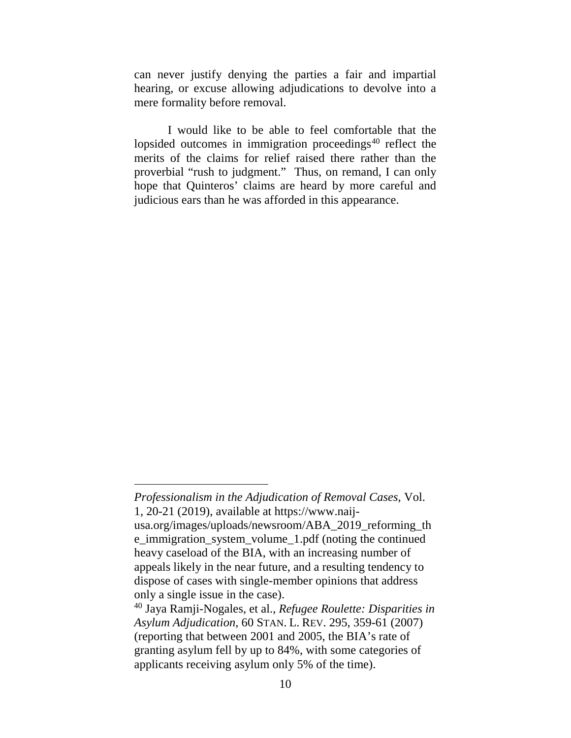can never justify denying the parties a fair and impartial hearing, or excuse allowing adjudications to devolve into a mere formality before removal.

I would like to be able to feel comfortable that the lopsided outcomes in immigration proceedings[40] reflect the merits of the claims for relief raised there rather than the proverbial "rush to judgment." Thus, on remand, I can only hope that Quinteros' claims are heard by more careful and judicious ears than he was afforded in this appearance.

---

*Professionalism in the Adjudication of Removal Cases*, Vol. 1, 20-21 (2019), available at https://www.naij-usa.org/images/uploads/newsroom/ABA_2019_reforming_the_immigration_system_volume_1.pdf (noting the continued heavy caseload of the BIA, with an increasing number of appeals likely in the near future, and a resulting tendency to dispose of cases with single-member opinions that address only a single issue in the case).

[40] Jaya Ramji-Nogales, et al., *Refugee Roulette: Disparities in Asylum Adjudication*, 60 STAN. L. REV. 295, 359-61 (2007) (reporting that between 2001 and 2005, the BIA's rate of granting asylum fell by up to 84%, with some categories of applicants receiving asylum only 5% of the time).